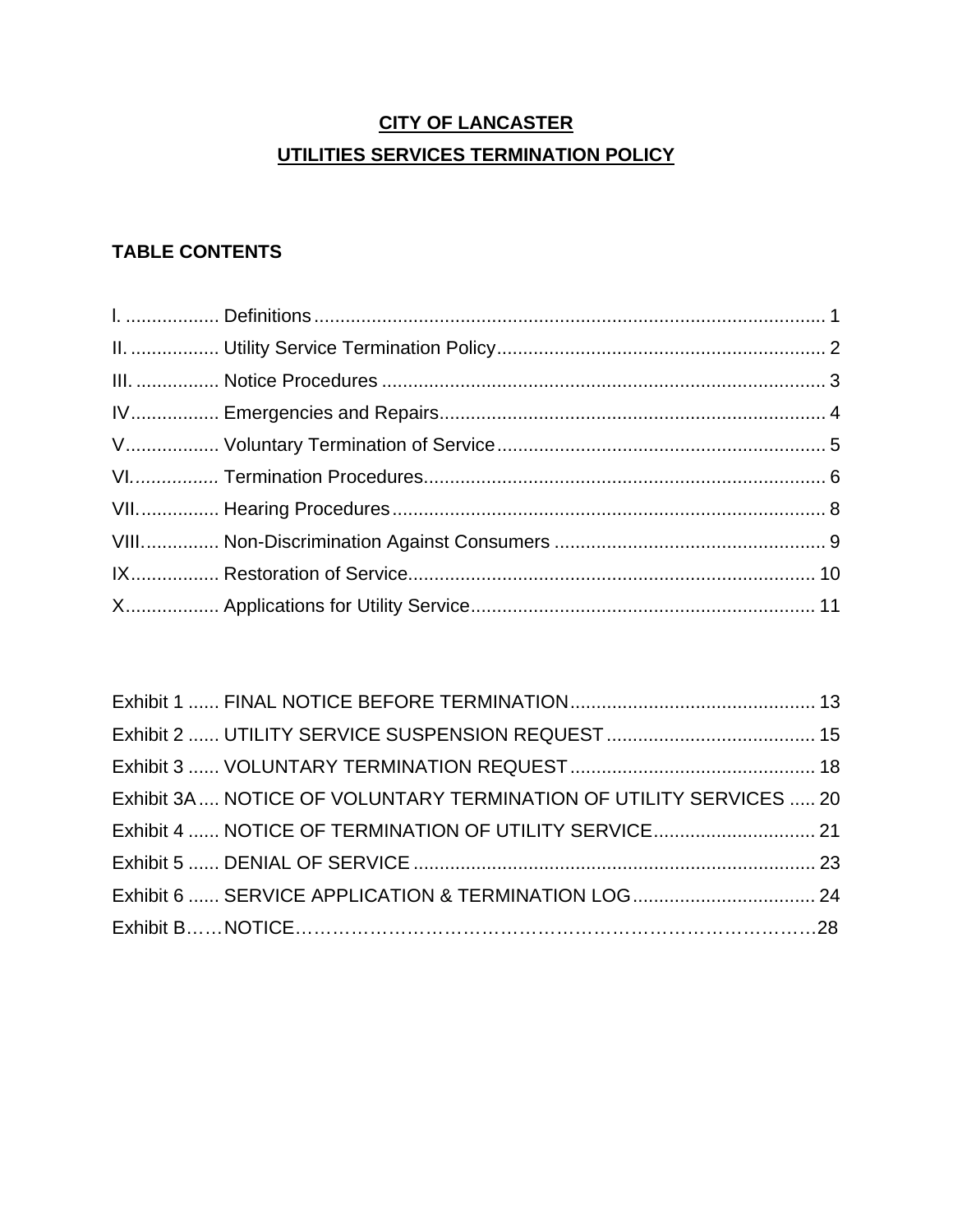# CITY OF LANCASTER

## UTILITIES SERVICES TERMINATION POLICY

### TABLE CONTENTS

| | | |
|---|---|---|
| I. | Definitions | 1 |
| II. | Utility Service Termination Policy | 2 |
| III. | Notice Procedures | 3 |
| IV | Emergencies and Repairs | 4 |
| V | Voluntary Termination of Service | 5 |
| VI. | Termination Procedures | 6 |
| VII. | Hearing Procedures | 8 |
| VIII. | Non-Discrimination Against Consumers | 9 |
| IX | Restoration of Service | 10 |
| X | Applications for Utility Service | 11 |

| | | |
|---|---|---|
| Exhibit 1 | FINAL NOTICE BEFORE TERMINATION | 13 |
| Exhibit 2 | UTILITY SERVICE SUSPENSION REQUEST | 15 |
| Exhibit 3 | VOLUNTARY TERMINATION REQUEST | 18 |
| Exhibit 3A | NOTICE OF VOLUNTARY TERMINATION OF UTILITY SERVICES | 20 |
| Exhibit 4 | NOTICE OF TERMINATION OF UTILITY SERVICE | 21 |
| Exhibit 5 | DENIAL OF SERVICE | 23 |
| Exhibit 6 | SERVICE APPLICATION & TERMINATION LOG | 24 |
| Exhibit B | NOTICE | 28 |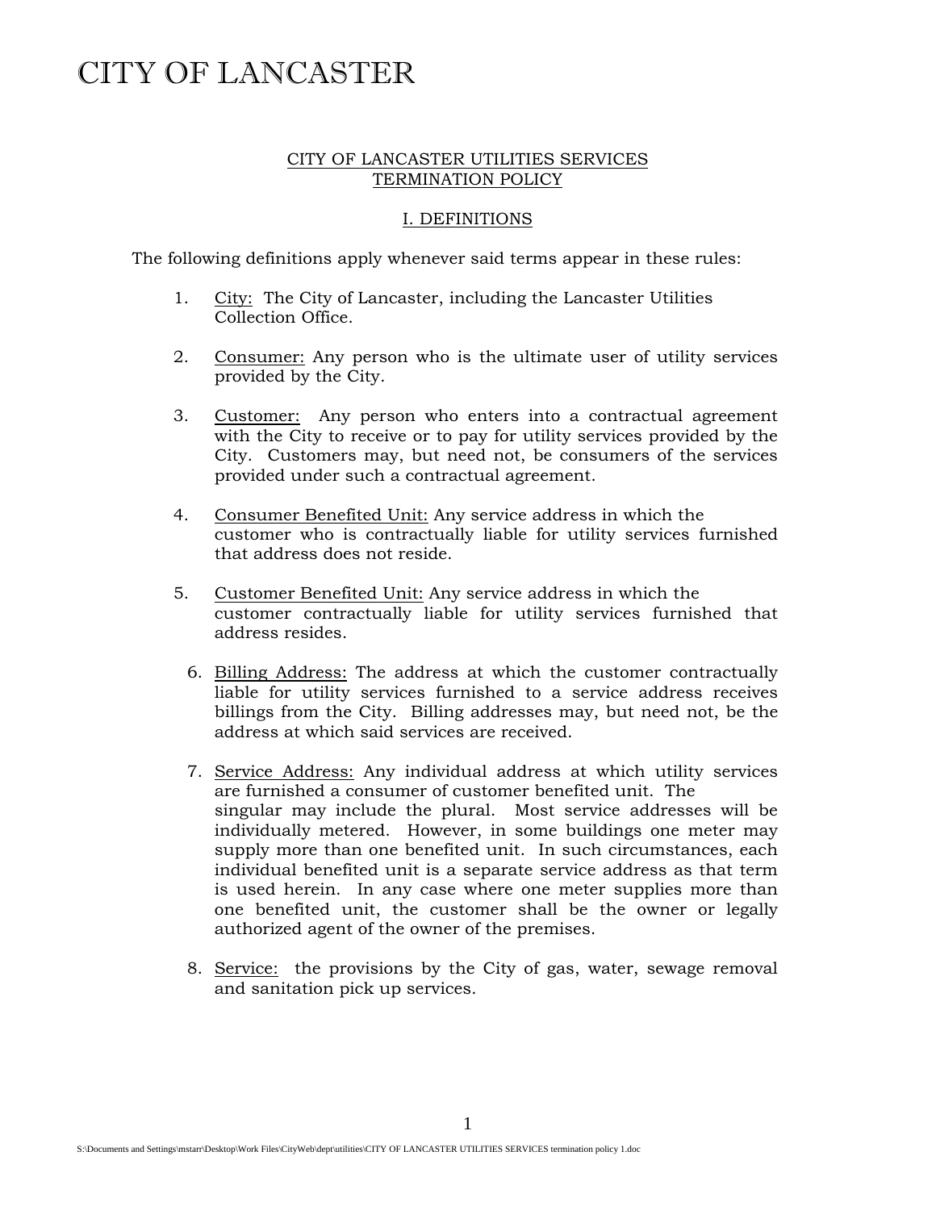# CITY OF LANCASTER

## CITY OF LANCASTER UTILITIES SERVICES TERMINATION POLICY

### I. DEFINITIONS

The following definitions apply whenever said terms appear in these rules:

1. City: The City of Lancaster, including the Lancaster Utilities Collection Office.

2. Consumer: Any person who is the ultimate user of utility services provided by the City.

3. Customer: Any person who enters into a contractual agreement with the City to receive or to pay for utility services provided by the City. Customers may, but need not, be consumers of the services provided under such a contractual agreement.

4. Consumer Benefited Unit: Any service address in which the customer who is contractually liable for utility services furnished that address does not reside.

5. Customer Benefited Unit: Any service address in which the customer contractually liable for utility services furnished that address resides.

6. Billing Address: The address at which the customer contractually liable for utility services furnished to a service address receives billings from the City. Billing addresses may, but need not, be the address at which said services are received.

7. Service Address: Any individual address at which utility services are furnished a consumer of customer benefited unit. The singular may include the plural. Most service addresses will be individually metered. However, in some buildings one meter may supply more than one benefited unit. In such circumstances, each individual benefited unit is a separate service address as that term is used herein. In any case where one meter supplies more than one benefited unit, the customer shall be the owner or legally authorized agent of the owner of the premises.

8. Service: the provisions by the City of gas, water, sewage removal and sanitation pick up services.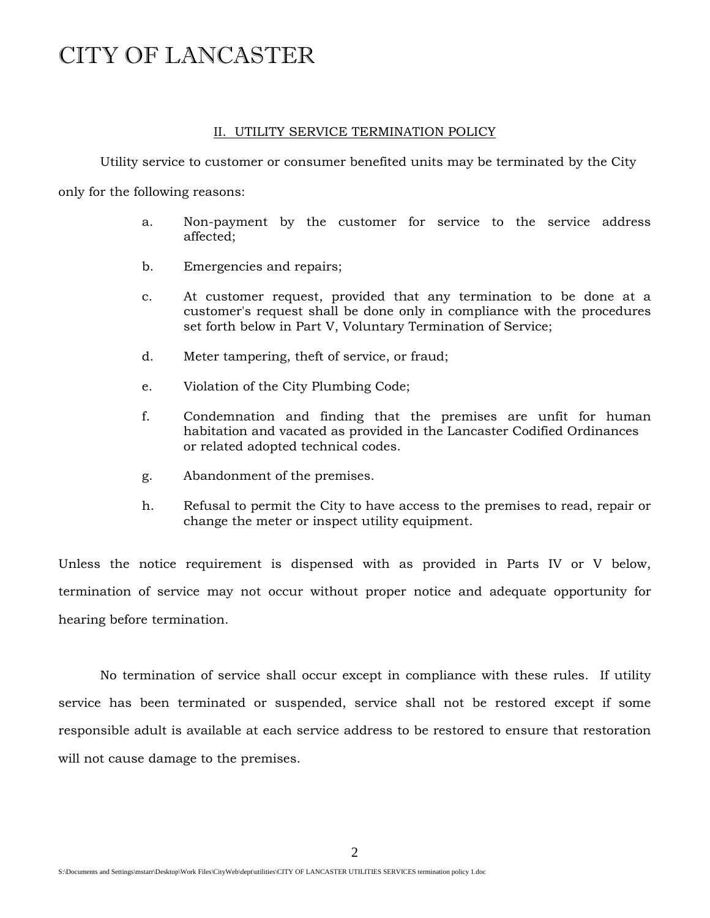# CITY OF LANCASTER

## II. UTILITY SERVICE TERMINATION POLICY

Utility service to customer or consumer benefited units may be terminated by the City only for the following reasons:

a. Non-payment by the customer for service to the service address affected;

b. Emergencies and repairs;

c. At customer request, provided that any termination to be done at a customer's request shall be done only in compliance with the procedures set forth below in Part V, Voluntary Termination of Service;

d. Meter tampering, theft of service, or fraud;

e. Violation of the City Plumbing Code;

f. Condemnation and finding that the premises are unfit for human habitation and vacated as provided in the Lancaster Codified Ordinances or related adopted technical codes.

g. Abandonment of the premises.

h. Refusal to permit the City to have access to the premises to read, repair or change the meter or inspect utility equipment.

Unless the notice requirement is dispensed with as provided in Parts IV or V below, termination of service may not occur without proper notice and adequate opportunity for hearing before termination.

No termination of service shall occur except in compliance with these rules. If utility service has been terminated or suspended, service shall not be restored except if some responsible adult is available at each service address to be restored to ensure that restoration will not cause damage to the premises.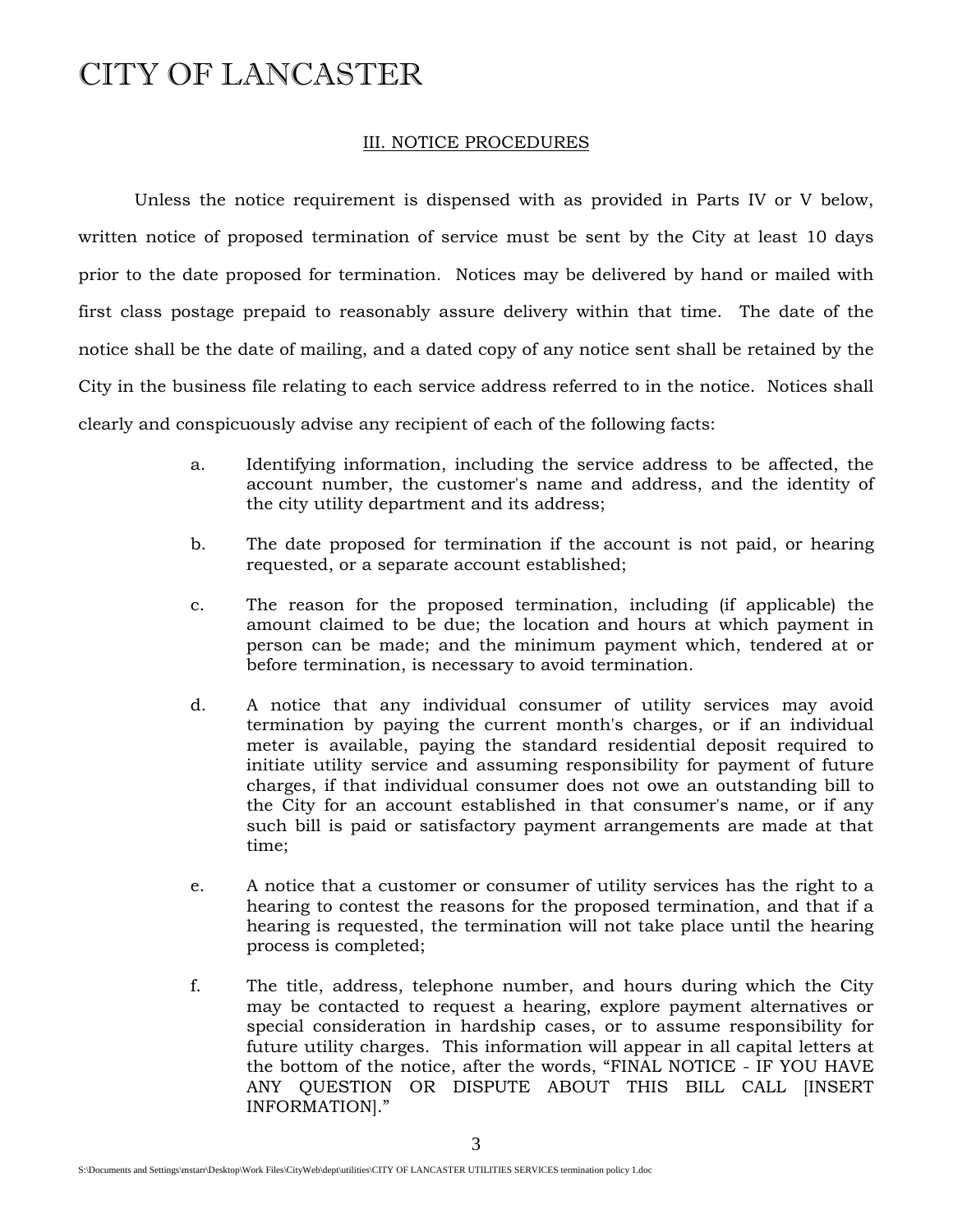# CITY OF LANCASTER

## III. NOTICE PROCEDURES

Unless the notice requirement is dispensed with as provided in Parts IV or V below, written notice of proposed termination of service must be sent by the City at least 10 days prior to the date proposed for termination. Notices may be delivered by hand or mailed with first class postage prepaid to reasonably assure delivery within that time. The date of the notice shall be the date of mailing, and a dated copy of any notice sent shall be retained by the City in the business file relating to each service address referred to in the notice. Notices shall clearly and conspicuously advise any recipient of each of the following facts:

a. Identifying information, including the service address to be affected, the account number, the customer's name and address, and the identity of the city utility department and its address;

b. The date proposed for termination if the account is not paid, or hearing requested, or a separate account established;

c. The reason for the proposed termination, including (if applicable) the amount claimed to be due; the location and hours at which payment in person can be made; and the minimum payment which, tendered at or before termination, is necessary to avoid termination.

d. A notice that any individual consumer of utility services may avoid termination by paying the current month's charges, or if an individual meter is available, paying the standard residential deposit required to initiate utility service and assuming responsibility for payment of future charges, if that individual consumer does not owe an outstanding bill to the City for an account established in that consumer's name, or if any such bill is paid or satisfactory payment arrangements are made at that time;

e. A notice that a customer or consumer of utility services has the right to a hearing to contest the reasons for the proposed termination, and that if a hearing is requested, the termination will not take place until the hearing process is completed;

f. The title, address, telephone number, and hours during which the City may be contacted to request a hearing, explore payment alternatives or special consideration in hardship cases, or to assume responsibility for future utility charges. This information will appear in all capital letters at the bottom of the notice, after the words, "FINAL NOTICE - IF YOU HAVE ANY QUESTION OR DISPUTE ABOUT THIS BILL CALL [INSERT INFORMATION]."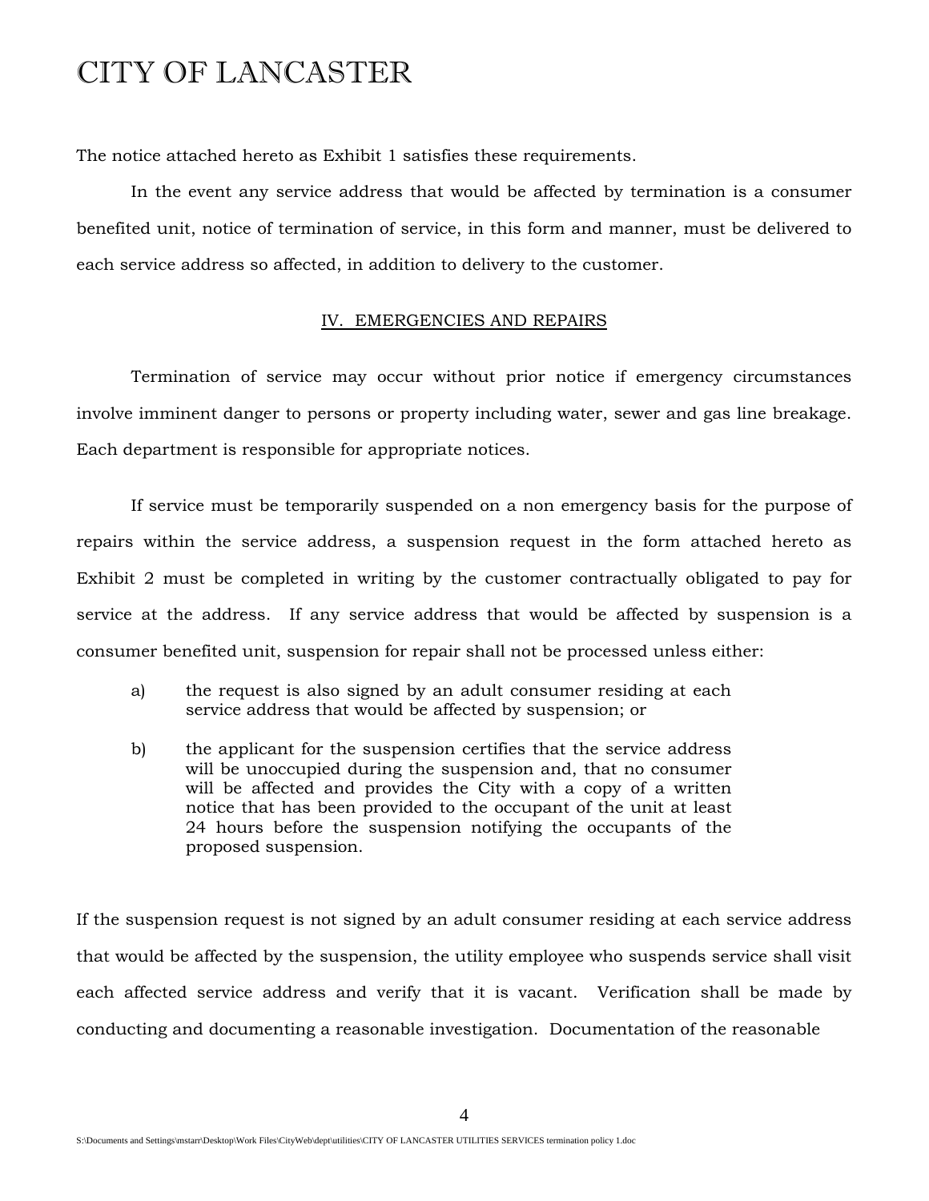The notice attached hereto as Exhibit 1 satisfies these requirements.

In the event any service address that would be affected by termination is a consumer benefited unit, notice of termination of service, in this form and manner, must be delivered to each service address so affected, in addition to delivery to the customer.

## IV. EMERGENCIES AND REPAIRS

Termination of service may occur without prior notice if emergency circumstances involve imminent danger to persons or property including water, sewer and gas line breakage. Each department is responsible for appropriate notices.

If service must be temporarily suspended on a non emergency basis for the purpose of repairs within the service address, a suspension request in the form attached hereto as Exhibit 2 must be completed in writing by the customer contractually obligated to pay for service at the address. If any service address that would be affected by suspension is a consumer benefited unit, suspension for repair shall not be processed unless either:

a) the request is also signed by an adult consumer residing at each service address that would be affected by suspension; or

b) the applicant for the suspension certifies that the service address will be unoccupied during the suspension and, that no consumer will be affected and provides the City with a copy of a written notice that has been provided to the occupant of the unit at least 24 hours before the suspension notifying the occupants of the proposed suspension.

If the suspension request is not signed by an adult consumer residing at each service address that would be affected by the suspension, the utility employee who suspends service shall visit each affected service address and verify that it is vacant. Verification shall be made by conducting and documenting a reasonable investigation. Documentation of the reasonable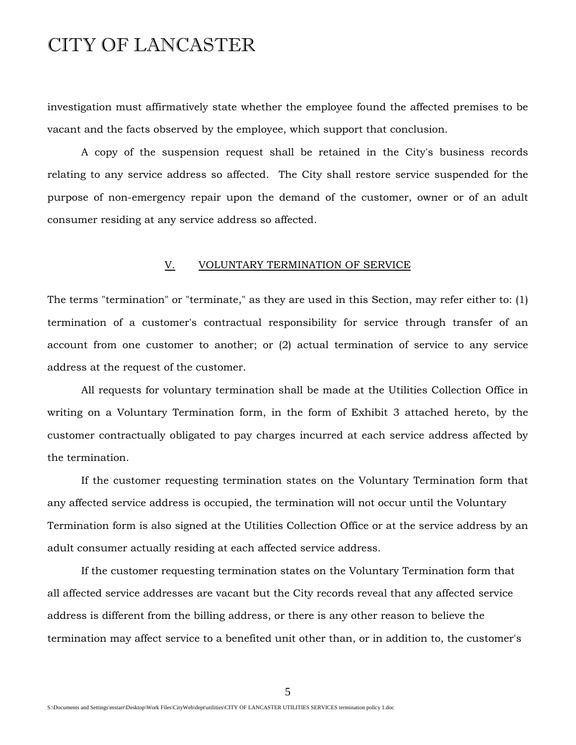investigation must affirmatively state whether the employee found the affected premises to be vacant and the facts observed by the employee, which support that conclusion.

A copy of the suspension request shall be retained in the City's business records relating to any service address so affected. The City shall restore service suspended for the purpose of non-emergency repair upon the demand of the customer, owner or of an adult consumer residing at any service address so affected.

## V. VOLUNTARY TERMINATION OF SERVICE

The terms "termination" or "terminate," as they are used in this Section, may refer either to: (1) termination of a customer's contractual responsibility for service through transfer of an account from one customer to another; or (2) actual termination of service to any service address at the request of the customer.

All requests for voluntary termination shall be made at the Utilities Collection Office in writing on a Voluntary Termination form, in the form of Exhibit 3 attached hereto, by the customer contractually obligated to pay charges incurred at each service address affected by the termination.

If the customer requesting termination states on the Voluntary Termination form that any affected service address is occupied, the termination will not occur until the Voluntary Termination form is also signed at the Utilities Collection Office or at the service address by an adult consumer actually residing at each affected service address.

If the customer requesting termination states on the Voluntary Termination form that all affected service addresses are vacant but the City records reveal that any affected service address is different from the billing address, or there is any other reason to believe the termination may affect service to a benefited unit other than, or in addition to, the customer's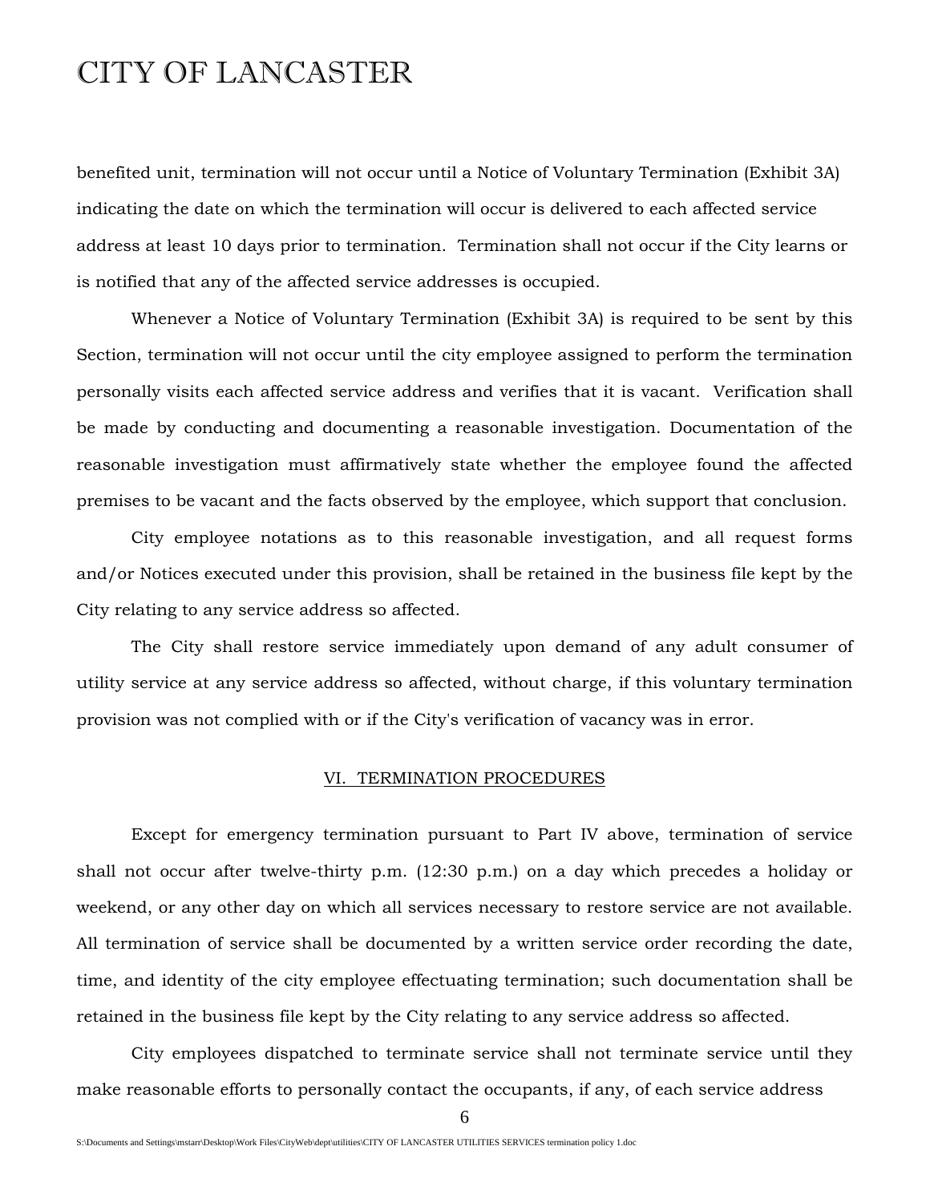benefited unit, termination will not occur until a Notice of Voluntary Termination (Exhibit 3A) indicating the date on which the termination will occur is delivered to each affected service address at least 10 days prior to termination. Termination shall not occur if the City learns or is notified that any of the affected service addresses is occupied.

Whenever a Notice of Voluntary Termination (Exhibit 3A) is required to be sent by this Section, termination will not occur until the city employee assigned to perform the termination personally visits each affected service address and verifies that it is vacant. Verification shall be made by conducting and documenting a reasonable investigation. Documentation of the reasonable investigation must affirmatively state whether the employee found the affected premises to be vacant and the facts observed by the employee, which support that conclusion.

City employee notations as to this reasonable investigation, and all request forms and/or Notices executed under this provision, shall be retained in the business file kept by the City relating to any service address so affected.

The City shall restore service immediately upon demand of any adult consumer of utility service at any service address so affected, without charge, if this voluntary termination provision was not complied with or if the City's verification of vacancy was in error.

## VI. TERMINATION PROCEDURES

Except for emergency termination pursuant to Part IV above, termination of service shall not occur after twelve-thirty p.m. (12:30 p.m.) on a day which precedes a holiday or weekend, or any other day on which all services necessary to restore service are not available. All termination of service shall be documented by a written service order recording the date, time, and identity of the city employee effectuating termination; such documentation shall be retained in the business file kept by the City relating to any service address so affected.

City employees dispatched to terminate service shall not terminate service until they make reasonable efforts to personally contact the occupants, if any, of each service address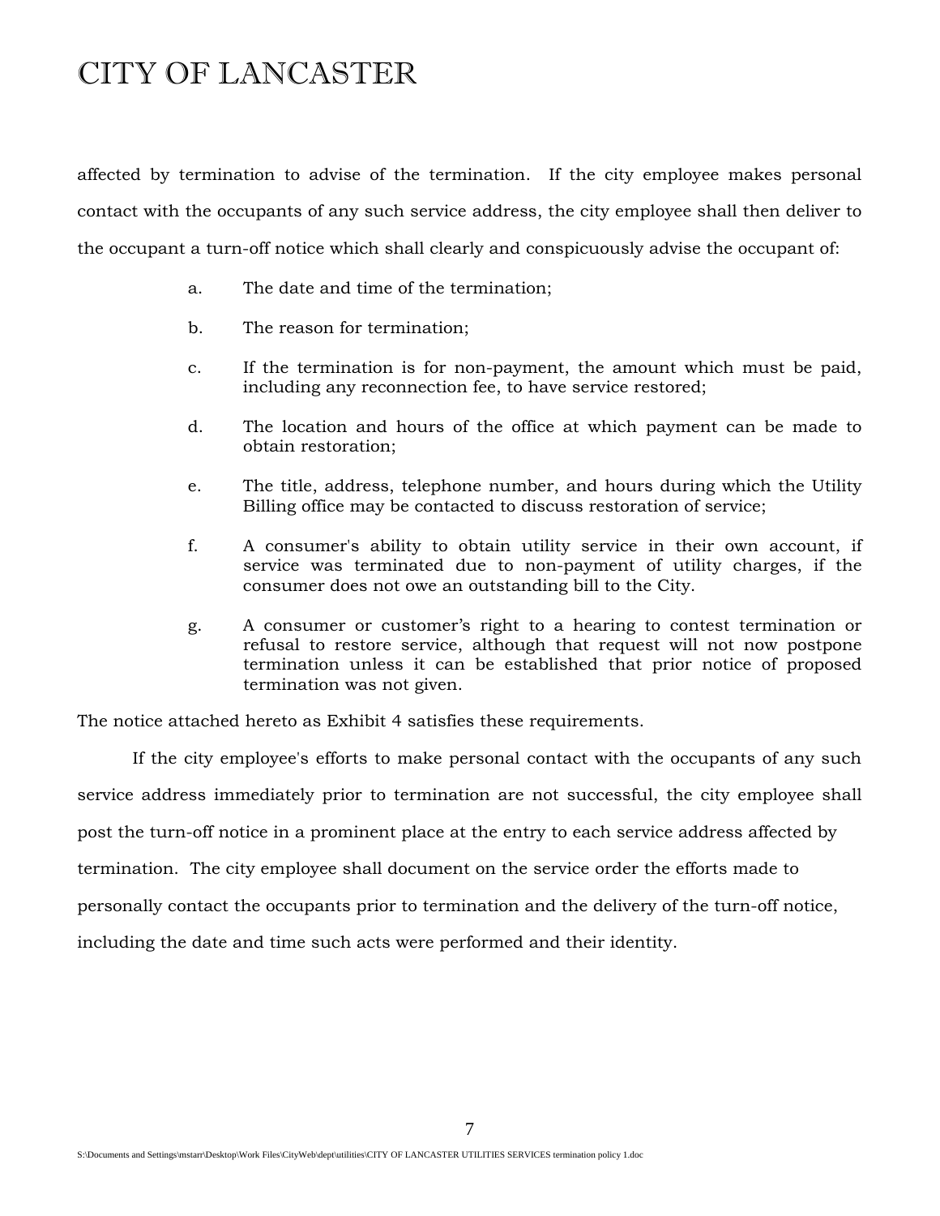affected by termination to advise of the termination. If the city employee makes personal contact with the occupants of any such service address, the city employee shall then deliver to the occupant a turn-off notice which shall clearly and conspicuously advise the occupant of:

a. The date and time of the termination;

b. The reason for termination;

c. If the termination is for non-payment, the amount which must be paid, including any reconnection fee, to have service restored;

d. The location and hours of the office at which payment can be made to obtain restoration;

e. The title, address, telephone number, and hours during which the Utility Billing office may be contacted to discuss restoration of service;

f. A consumer's ability to obtain utility service in their own account, if service was terminated due to non-payment of utility charges, if the consumer does not owe an outstanding bill to the City.

g. A consumer or customer's right to a hearing to contest termination or refusal to restore service, although that request will not now postpone termination unless it can be established that prior notice of proposed termination was not given.

The notice attached hereto as Exhibit 4 satisfies these requirements.

If the city employee's efforts to make personal contact with the occupants of any such service address immediately prior to termination are not successful, the city employee shall post the turn-off notice in a prominent place at the entry to each service address affected by termination. The city employee shall document on the service order the efforts made to personally contact the occupants prior to termination and the delivery of the turn-off notice, including the date and time such acts were performed and their identity.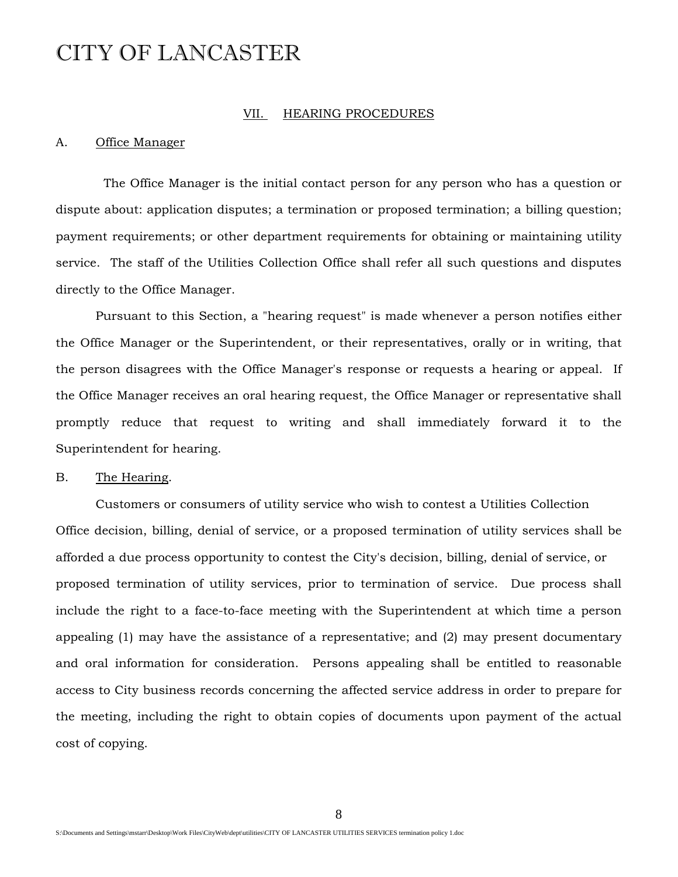# CITY OF LANCASTER

## VII. HEARING PROCEDURES

### A. Office Manager

The Office Manager is the initial contact person for any person who has a question or dispute about: application disputes; a termination or proposed termination; a billing question; payment requirements; or other department requirements for obtaining or maintaining utility service. The staff of the Utilities Collection Office shall refer all such questions and disputes directly to the Office Manager.

Pursuant to this Section, a "hearing request" is made whenever a person notifies either the Office Manager or the Superintendent, or their representatives, orally or in writing, that the person disagrees with the Office Manager's response or requests a hearing or appeal. If the Office Manager receives an oral hearing request, the Office Manager or representative shall promptly reduce that request to writing and shall immediately forward it to the Superintendent for hearing.

### B. The Hearing.

Customers or consumers of utility service who wish to contest a Utilities Collection Office decision, billing, denial of service, or a proposed termination of utility services shall be afforded a due process opportunity to contest the City's decision, billing, denial of service, or proposed termination of utility services, prior to termination of service. Due process shall include the right to a face-to-face meeting with the Superintendent at which time a person appealing (1) may have the assistance of a representative; and (2) may present documentary and oral information for consideration. Persons appealing shall be entitled to reasonable access to City business records concerning the affected service address in order to prepare for the meeting, including the right to obtain copies of documents upon payment of the actual cost of copying.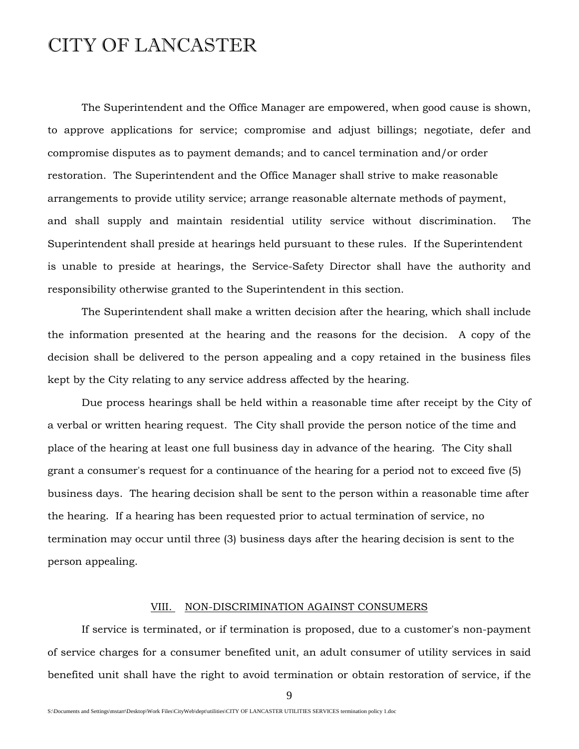The Superintendent and the Office Manager are empowered, when good cause is shown, to approve applications for service; compromise and adjust billings; negotiate, defer and compromise disputes as to payment demands; and to cancel termination and/or order restoration. The Superintendent and the Office Manager shall strive to make reasonable arrangements to provide utility service; arrange reasonable alternate methods of payment, and shall supply and maintain residential utility service without discrimination. The Superintendent shall preside at hearings held pursuant to these rules. If the Superintendent is unable to preside at hearings, the Service-Safety Director shall have the authority and responsibility otherwise granted to the Superintendent in this section.

The Superintendent shall make a written decision after the hearing, which shall include the information presented at the hearing and the reasons for the decision. A copy of the decision shall be delivered to the person appealing and a copy retained in the business files kept by the City relating to any service address affected by the hearing.

Due process hearings shall be held within a reasonable time after receipt by the City of a verbal or written hearing request. The City shall provide the person notice of the time and place of the hearing at least one full business day in advance of the hearing. The City shall grant a consumer's request for a continuance of the hearing for a period not to exceed five (5) business days. The hearing decision shall be sent to the person within a reasonable time after the hearing. If a hearing has been requested prior to actual termination of service, no termination may occur until three (3) business days after the hearing decision is sent to the person appealing.

## VIII. NON-DISCRIMINATION AGAINST CONSUMERS

If service is terminated, or if termination is proposed, due to a customer's non-payment of service charges for a consumer benefited unit, an adult consumer of utility services in said benefited unit shall have the right to avoid termination or obtain restoration of service, if the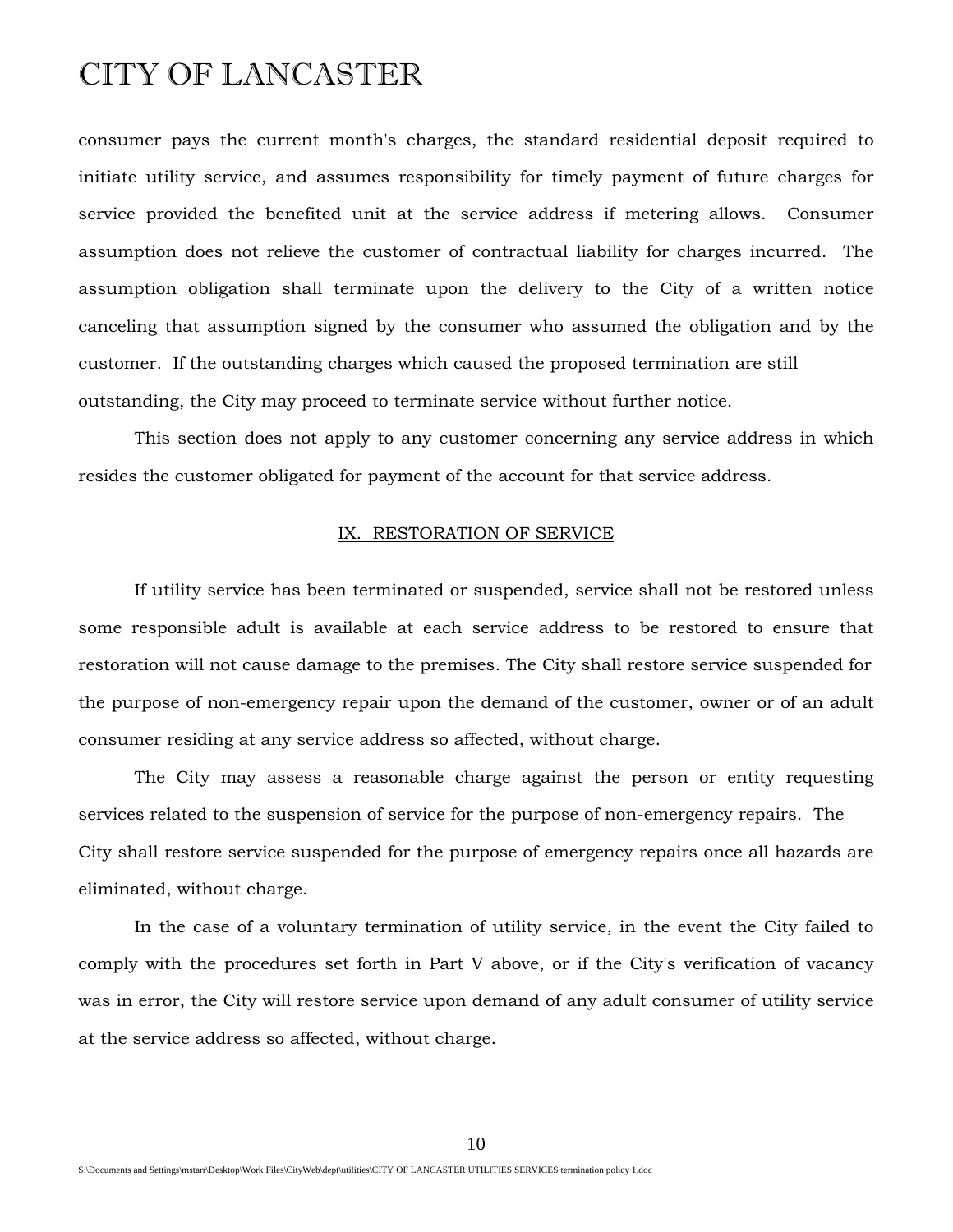consumer pays the current month's charges, the standard residential deposit required to initiate utility service, and assumes responsibility for timely payment of future charges for service provided the benefited unit at the service address if metering allows. Consumer assumption does not relieve the customer of contractual liability for charges incurred. The assumption obligation shall terminate upon the delivery to the City of a written notice canceling that assumption signed by the consumer who assumed the obligation and by the customer. If the outstanding charges which caused the proposed termination are still outstanding, the City may proceed to terminate service without further notice.

This section does not apply to any customer concerning any service address in which resides the customer obligated for payment of the account for that service address.

## IX. RESTORATION OF SERVICE

If utility service has been terminated or suspended, service shall not be restored unless some responsible adult is available at each service address to be restored to ensure that restoration will not cause damage to the premises. The City shall restore service suspended for the purpose of non-emergency repair upon the demand of the customer, owner or of an adult consumer residing at any service address so affected, without charge.

The City may assess a reasonable charge against the person or entity requesting services related to the suspension of service for the purpose of non-emergency repairs. The City shall restore service suspended for the purpose of emergency repairs once all hazards are eliminated, without charge.

In the case of a voluntary termination of utility service, in the event the City failed to comply with the procedures set forth in Part V above, or if the City's verification of vacancy was in error, the City will restore service upon demand of any adult consumer of utility service at the service address so affected, without charge.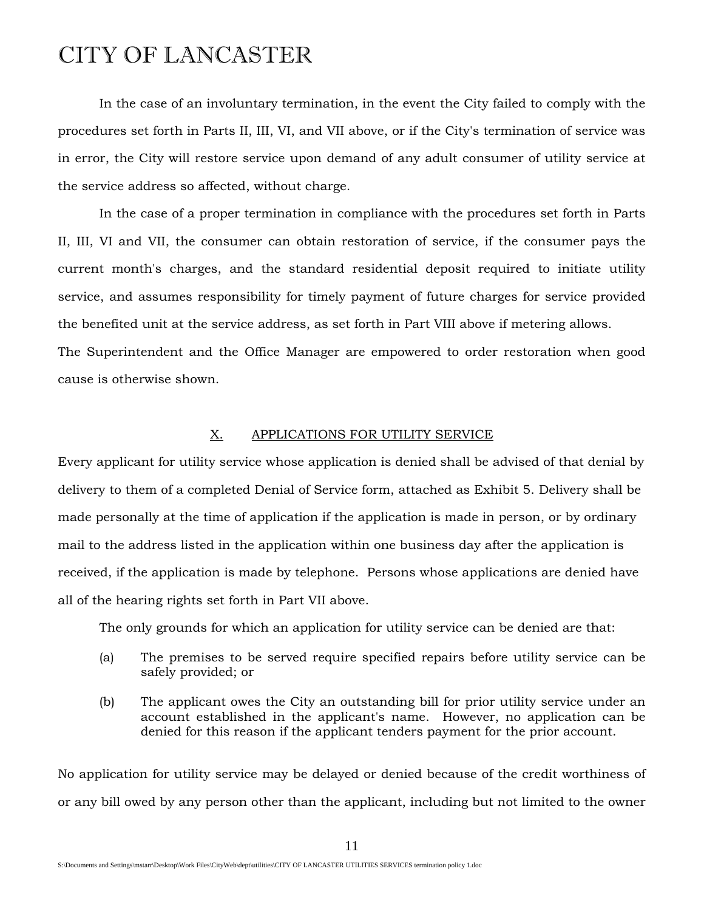In the case of an involuntary termination, in the event the City failed to comply with the procedures set forth in Parts II, III, VI, and VII above, or if the City's termination of service was in error, the City will restore service upon demand of any adult consumer of utility service at the service address so affected, without charge.

In the case of a proper termination in compliance with the procedures set forth in Parts II, III, VI and VII, the consumer can obtain restoration of service, if the consumer pays the current month's charges, and the standard residential deposit required to initiate utility service, and assumes responsibility for timely payment of future charges for service provided the benefited unit at the service address, as set forth in Part VIII above if metering allows. The Superintendent and the Office Manager are empowered to order restoration when good cause is otherwise shown.

## X. APPLICATIONS FOR UTILITY SERVICE

Every applicant for utility service whose application is denied shall be advised of that denial by delivery to them of a completed Denial of Service form, attached as Exhibit 5. Delivery shall be made personally at the time of application if the application is made in person, or by ordinary mail to the address listed in the application within one business day after the application is received, if the application is made by telephone. Persons whose applications are denied have all of the hearing rights set forth in Part VII above.

The only grounds for which an application for utility service can be denied are that:

(a) The premises to be served require specified repairs before utility service can be safely provided; or

(b) The applicant owes the City an outstanding bill for prior utility service under an account established in the applicant's name. However, no application can be denied for this reason if the applicant tenders payment for the prior account.

No application for utility service may be delayed or denied because of the credit worthiness of or any bill owed by any person other than the applicant, including but not limited to the owner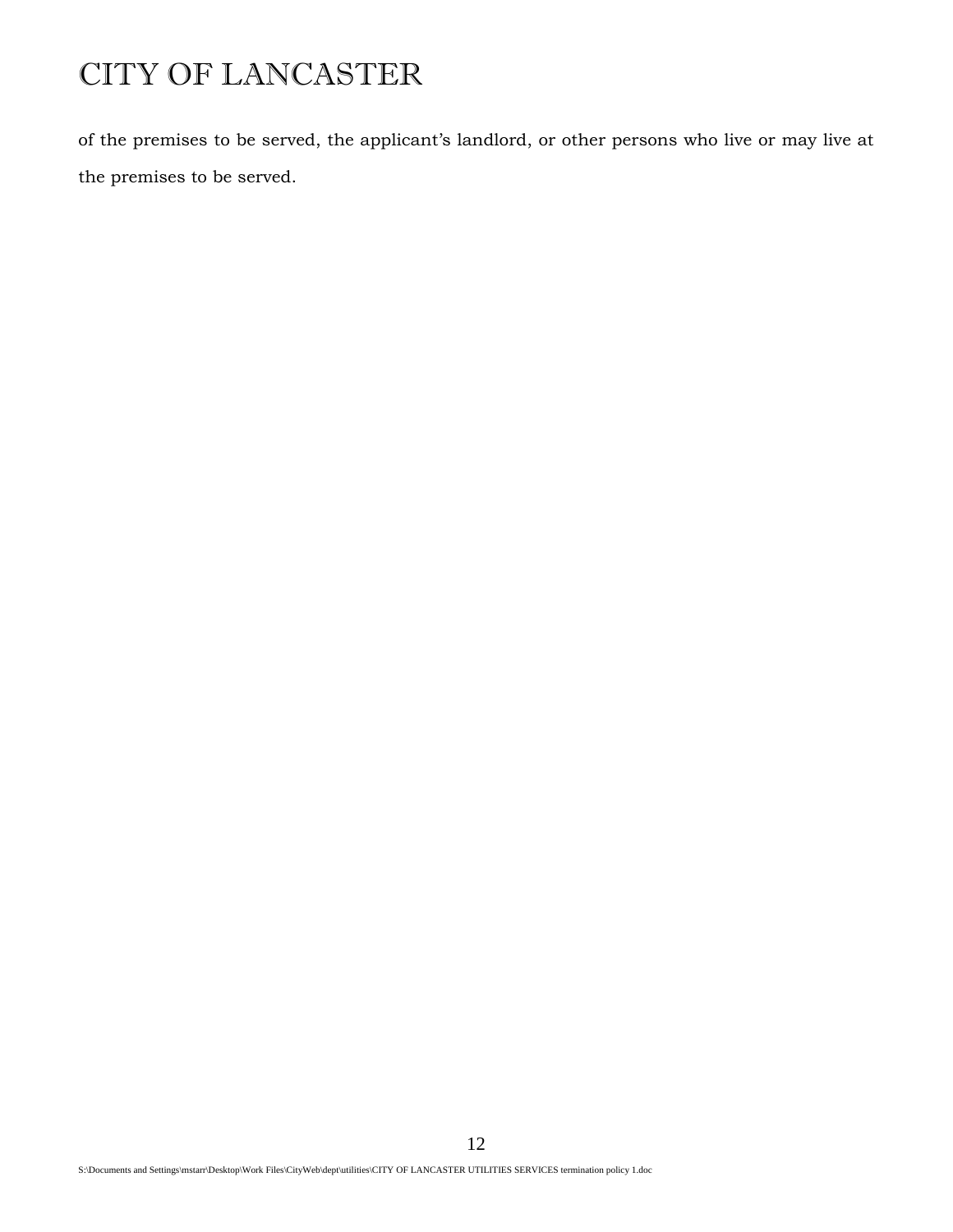of the premises to be served, the applicant's landlord, or other persons who live or may live at the premises to be served.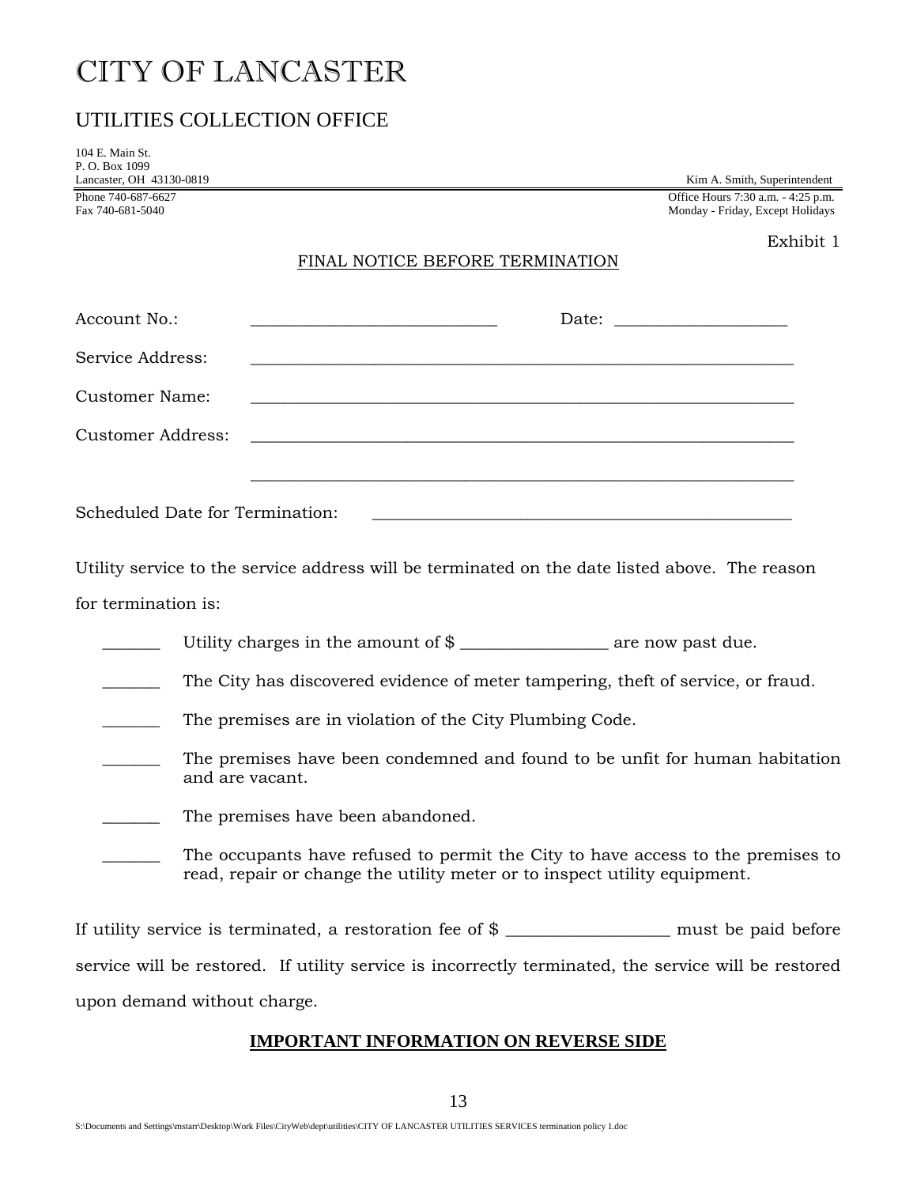# CITY OF LANCASTER

## UTILITIES COLLECTION OFFICE

104 E. Main St.
P. O. Box 1099
Lancaster, OH 43130-0819

Kim A. Smith, Superintendent

Phone 740-687-6627
Fax 740-681-5040

Office Hours 7:30 a.m. - 4:25 p.m.
Monday - Friday, Except Holidays

Exhibit 1

FINAL NOTICE BEFORE TERMINATION

Account No.: ______________________________ Date: ____________________

Service Address: _______________________________________________________________

Customer Name: _______________________________________________________________

Customer Address: _______________________________________________________________

_______________________________________________________________

Scheduled Date for Termination: _________________________________________________

Utility service to the service address will be terminated on the date listed above. The reason for termination is:

_______ Utility charges in the amount of $ _________________ are now past due.

_______ The City has discovered evidence of meter tampering, theft of service, or fraud.

_______ The premises are in violation of the City Plumbing Code.

_______ The premises have been condemned and found to be unfit for human habitation and are vacant.

_______ The premises have been abandoned.

_______ The occupants have refused to permit the City to have access to the premises to read, repair or change the utility meter or to inspect utility equipment.

If utility service is terminated, a restoration fee of $ ___________________ must be paid before service will be restored. If utility service is incorrectly terminated, the service will be restored upon demand without charge.

**IMPORTANT INFORMATION ON REVERSE SIDE**

S:\Documents and Settings\mstarr\Desktop\Work Files\CityWeb\dept\utilities\CITY OF LANCASTER UTILITIES SERVICES termination policy 1.doc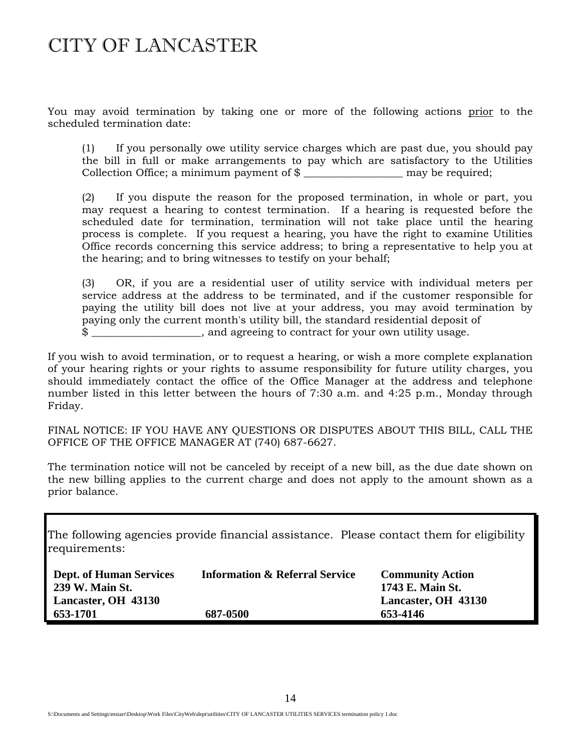# CITY OF LANCASTER

You may avoid termination by taking one or more of the following actions <u>prior</u> to the scheduled termination date:

> (1) If you personally owe utility service charges which are past due, you should pay the bill in full or make arrangements to pay which are satisfactory to the Utilities Collection Office; a minimum payment of $ __________________ may be required;
>
> (2) If you dispute the reason for the proposed termination, in whole or part, you may request a hearing to contest termination. If a hearing is requested before the scheduled date for termination, termination will not take place until the hearing process is complete. If you request a hearing, you have the right to examine Utilities Office records concerning this service address; to bring a representative to help you at the hearing; and to bring witnesses to testify on your behalf;
>
> (3) OR, if you are a residential user of utility service with individual meters per service address at the address to be terminated, and if the customer responsible for paying the utility bill does not live at your address, you may avoid termination by paying only the current month's utility bill, the standard residential deposit of $ ____________________, and agreeing to contract for your own utility usage.

If you wish to avoid termination, or to request a hearing, or wish a more complete explanation of your hearing rights or your rights to assume responsibility for future utility charges, you should immediately contact the office of the Office Manager at the address and telephone number listed in this letter between the hours of 7:30 a.m. and 4:25 p.m., Monday through Friday.

FINAL NOTICE: IF YOU HAVE ANY QUESTIONS OR DISPUTES ABOUT THIS BILL, CALL THE OFFICE OF THE OFFICE MANAGER AT (740) 687-6627.

The termination notice will not be canceled by receipt of a new bill, as the due date shown on the new billing applies to the current charge and does not apply to the amount shown as a prior balance.

The following agencies provide financial assistance. Please contact them for eligibility requirements:

| Dept. of Human Services | Information & Referral Service | Community Action |
|---|---|---|
| 239 W. Main St. | | 1743 E. Main St. |
| Lancaster, OH 43130 | | Lancaster, OH 43130 |
| 653-1701 | 687-0500 | 653-4146 |

S:\Documents and Settings\mstarr\Desktop\Work Files\CityWeb\dept\utilities\CITY OF LANCASTER UTILITIES SERVICES termination policy 1.doc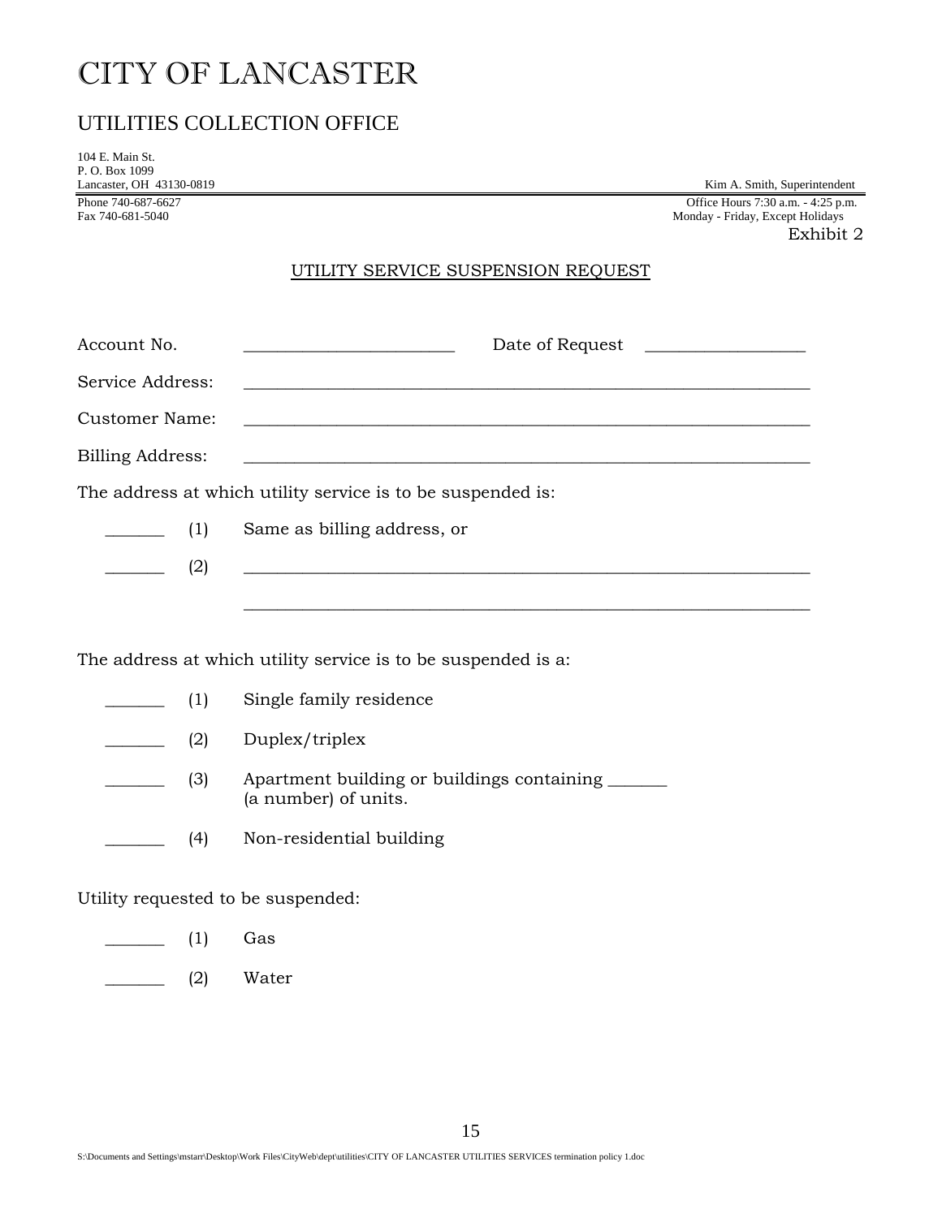# CITY OF LANCASTER

## UTILITIES COLLECTION OFFICE

104 E. Main St.
P. O. Box 1099
Lancaster, OH 43130-0819

Kim A. Smith, Superintendent

Phone 740-687-6627
Fax 740-681-5040

Office Hours 7:30 a.m. - 4:25 p.m.
Monday - Friday, Except Holidays

Exhibit 2

UTILITY SERVICE SUSPENSION REQUEST

Account No. ________________________ Date of Request _________________

Service Address: ________________________________________________________________

Customer Name: ________________________________________________________________

Billing Address: ________________________________________________________________

The address at which utility service is to be suspended is:

_______ (1) Same as billing address, or

_______ (2) ________________________________________________________________

________________________________________________________________

The address at which utility service is to be suspended is a:

_______ (1) Single family residence

_______ (2) Duplex/triplex

_______ (3) Apartment building or buildings containing _______ (a number) of units.

_______ (4) Non-residential building

Utility requested to be suspended:

_______ (1) Gas

_______ (2) Water

S:\Documents and Settings\mstarr\Desktop\Work Files\CityWeb\dept\utilities\CITY OF LANCASTER UTILITIES SERVICES termination policy 1.doc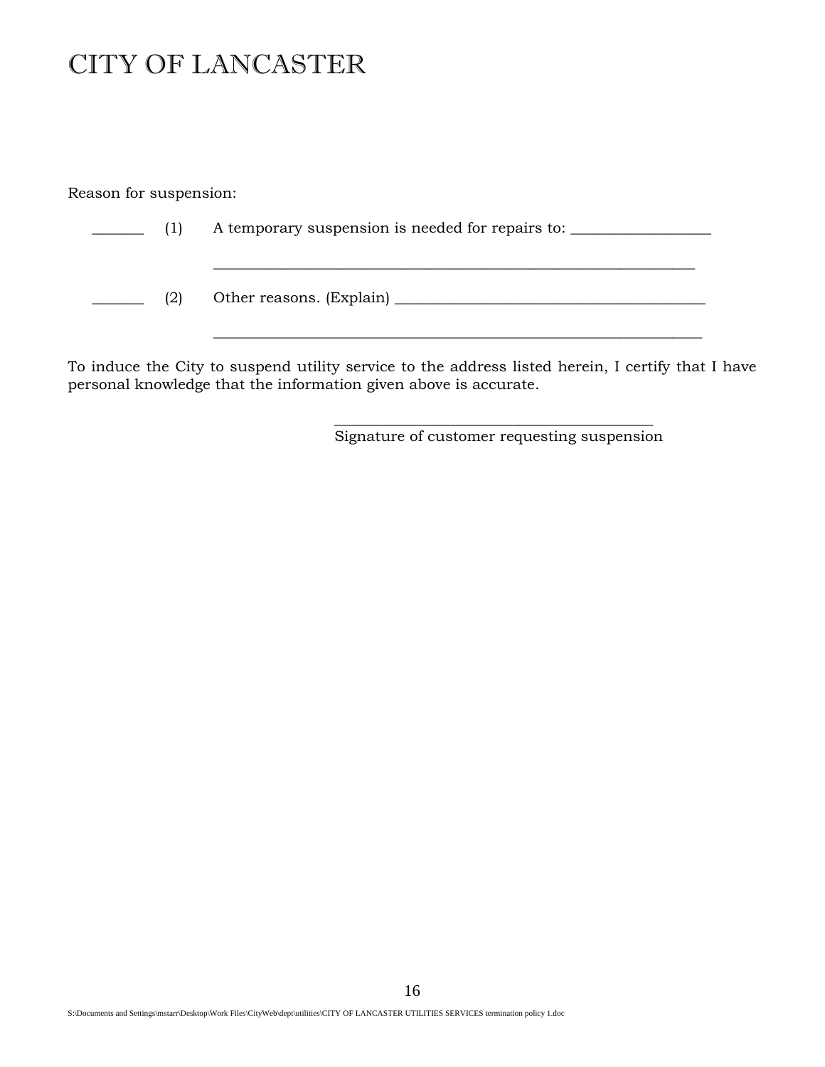# CITY OF LANCASTER

Reason for suspension:

_______ (1) A temporary suspension is needed for repairs to: ___________________

___________________________________________________________________

_______ (2) Other reasons. (Explain) __________________________________________

___________________________________________________________________

To induce the City to suspend utility service to the address listed herein, I certify that I have personal knowledge that the information given above is accurate.

_____________________________________________
Signature of customer requesting suspension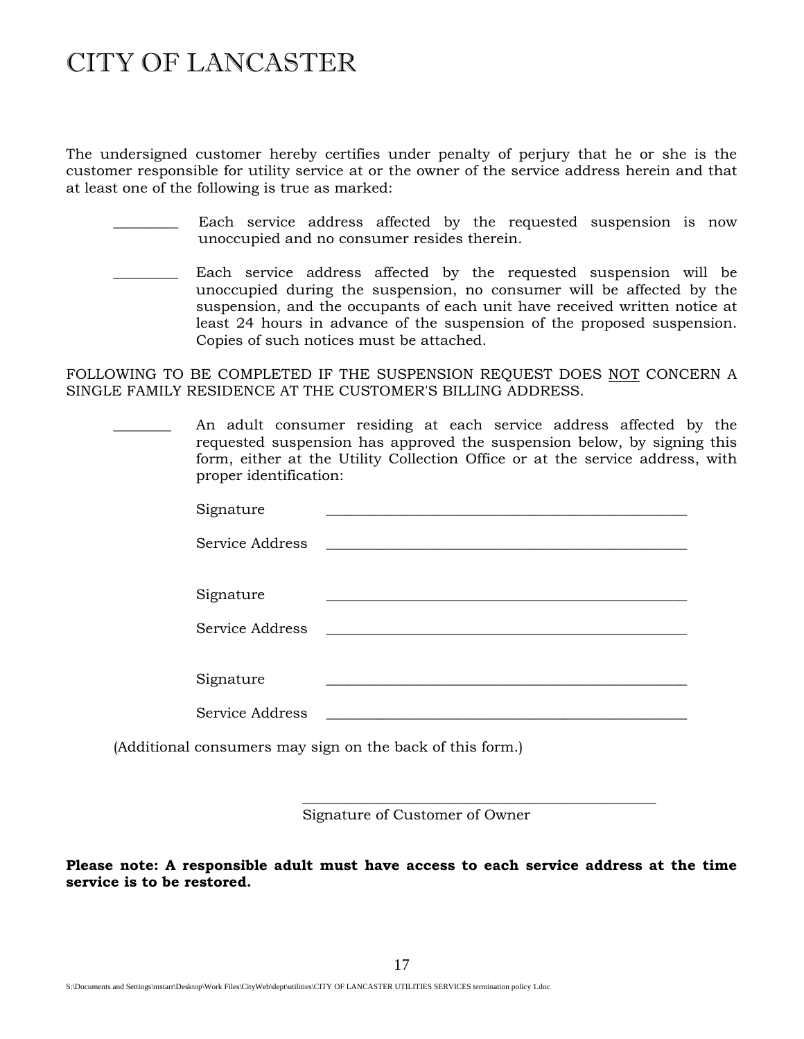# CITY OF LANCASTER

The undersigned customer hereby certifies under penalty of perjury that he or she is the customer responsible for utility service at or the owner of the service address herein and that at least one of the following is true as marked:

_________ Each service address affected by the requested suspension is now unoccupied and no consumer resides therein.

_________ Each service address affected by the requested suspension will be unoccupied during the suspension, no consumer will be affected by the suspension, and the occupants of each unit have received written notice at least 24 hours in advance of the suspension of the proposed suspension. Copies of such notices must be attached.

FOLLOWING TO BE COMPLETED IF THE SUSPENSION REQUEST DOES NOT CONCERN A SINGLE FAMILY RESIDENCE AT THE CUSTOMER'S BILLING ADDRESS.

________ An adult consumer residing at each service address affected by the requested suspension has approved the suspension below, by signing this form, either at the Utility Collection Office or at the service address, with proper identification:

Signature ___________________________________________________

Service Address ___________________________________________________

Signature ___________________________________________________

Service Address ___________________________________________________

Signature ___________________________________________________

Service Address ___________________________________________________

(Additional consumers may sign on the back of this form.)

___________________________________________________
Signature of Customer of Owner

**Please note: A responsible adult must have access to each service address at the time service is to be restored.**

S:\Documents and Settings\mstarr\Desktop\Work Files\CityWeb\dept\utilities\CITY OF LANCASTER UTILITIES SERVICES termination policy 1.doc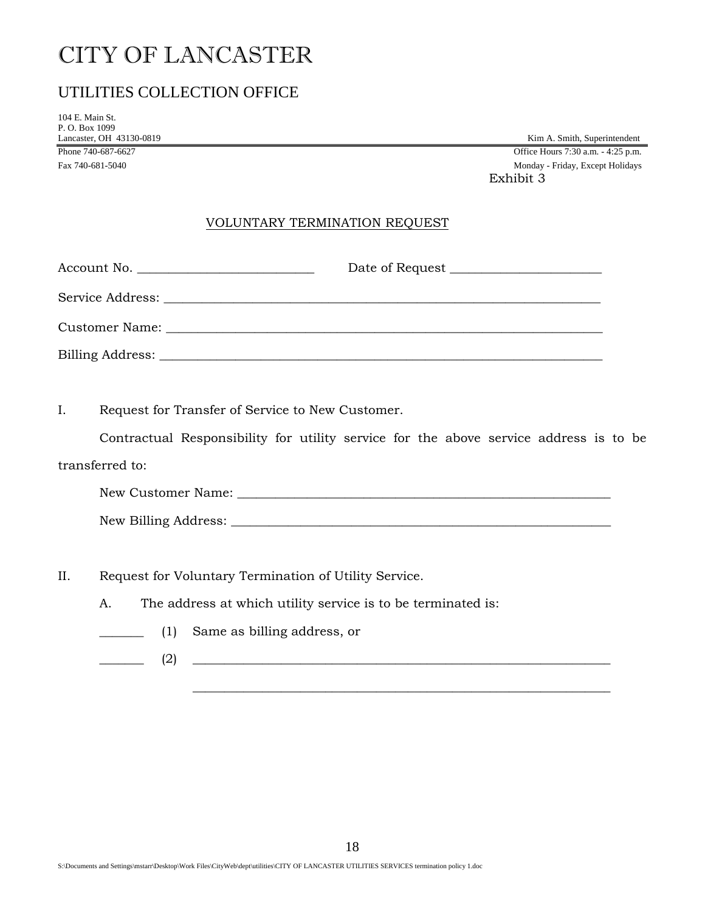# CITY OF LANCASTER

## UTILITIES COLLECTION OFFICE

104 E. Main St.
P. O. Box 1099
Lancaster, OH 43130-0819

Kim A. Smith, Superintendent

Phone 740-687-6627
Fax 740-681-5040

Office Hours 7:30 a.m. - 4:25 p.m.
Monday - Friday, Except Holidays

Exhibit 3

VOLUNTARY TERMINATION REQUEST

Account No. ___________________________ Date of Request _______________________

Service Address: ____________________________________________________________________

Customer Name: ____________________________________________________________________

Billing Address: _____________________________________________________________________

I. Request for Transfer of Service to New Customer.

Contractual Responsibility for utility service for the above service address is to be transferred to:

New Customer Name: _______________________________________________________

New Billing Address: _______________________________________________________

II. Request for Voluntary Termination of Utility Service.

A. The address at which utility service is to be terminated is:

_______ (1) Same as billing address, or

_______ (2) _____________________________________________________________

_____________________________________________________________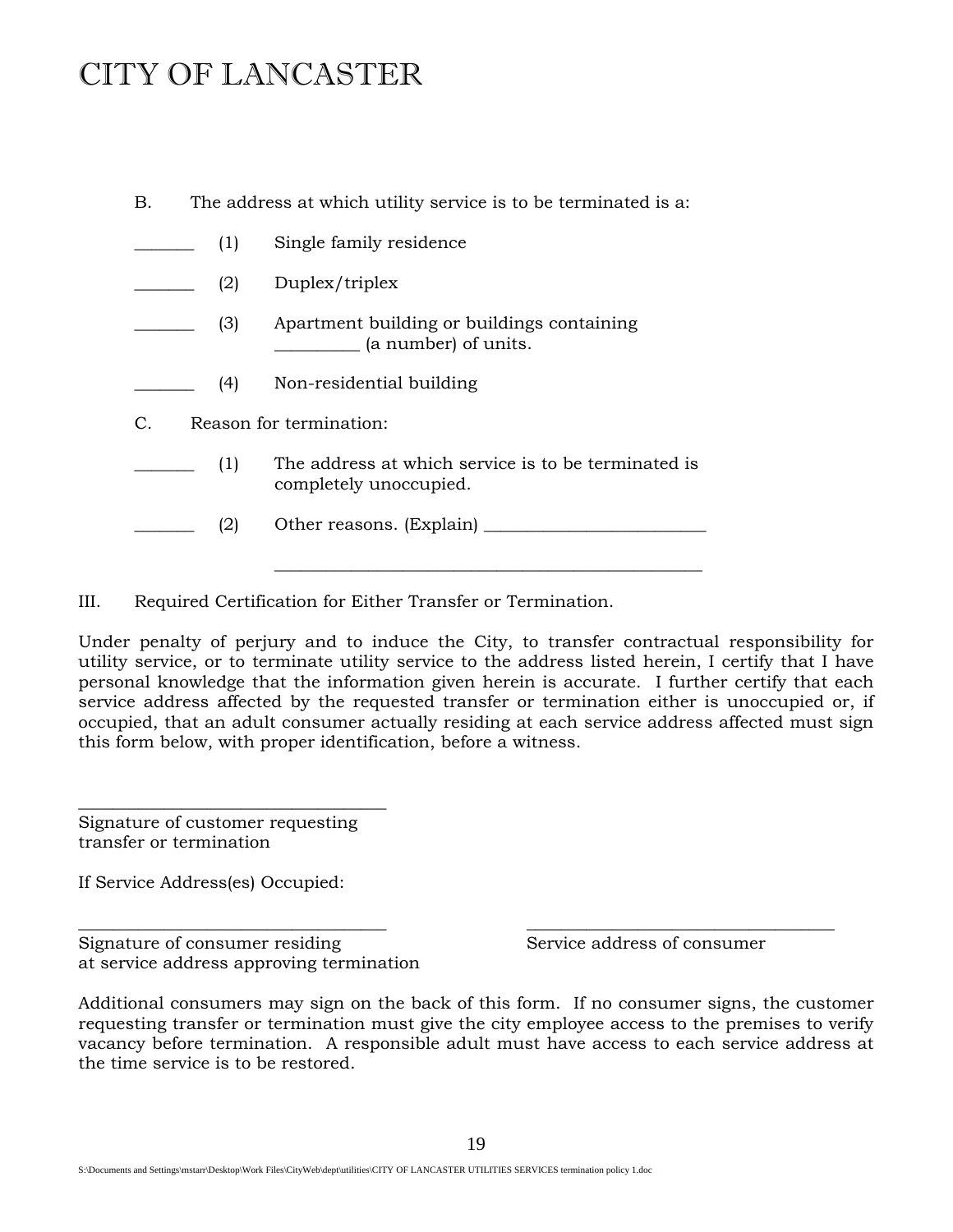# CITY OF LANCASTER

B. The address at which utility service is to be terminated is a:

_______ (1) Single family residence

_______ (2) Duplex/triplex

_______ (3) Apartment building or buildings containing _________ (a number) of units.

_______ (4) Non-residential building

C. Reason for termination:

_______ (1) The address at which service is to be terminated is completely unoccupied.

_______ (2) Other reasons. (Explain) _________________________

__________________________________________________

III. Required Certification for Either Transfer or Termination.

Under penalty of perjury and to induce the City, to transfer contractual responsibility for utility service, or to terminate utility service to the address listed herein, I certify that I have personal knowledge that the information given herein is accurate. I further certify that each service address affected by the requested transfer or termination either is unoccupied or, if occupied, that an adult consumer actually residing at each service address affected must sign this form below, with proper identification, before a witness.

___________________________________
Signature of customer requesting transfer or termination

If Service Address(es) Occupied:

___________________________________
Signature of consumer residing at service address approving termination

___________________________________
Service address of consumer

Additional consumers may sign on the back of this form. If no consumer signs, the customer requesting transfer or termination must give the city employee access to the premises to verify vacancy before termination. A responsible adult must have access to each service address at the time service is to be restored.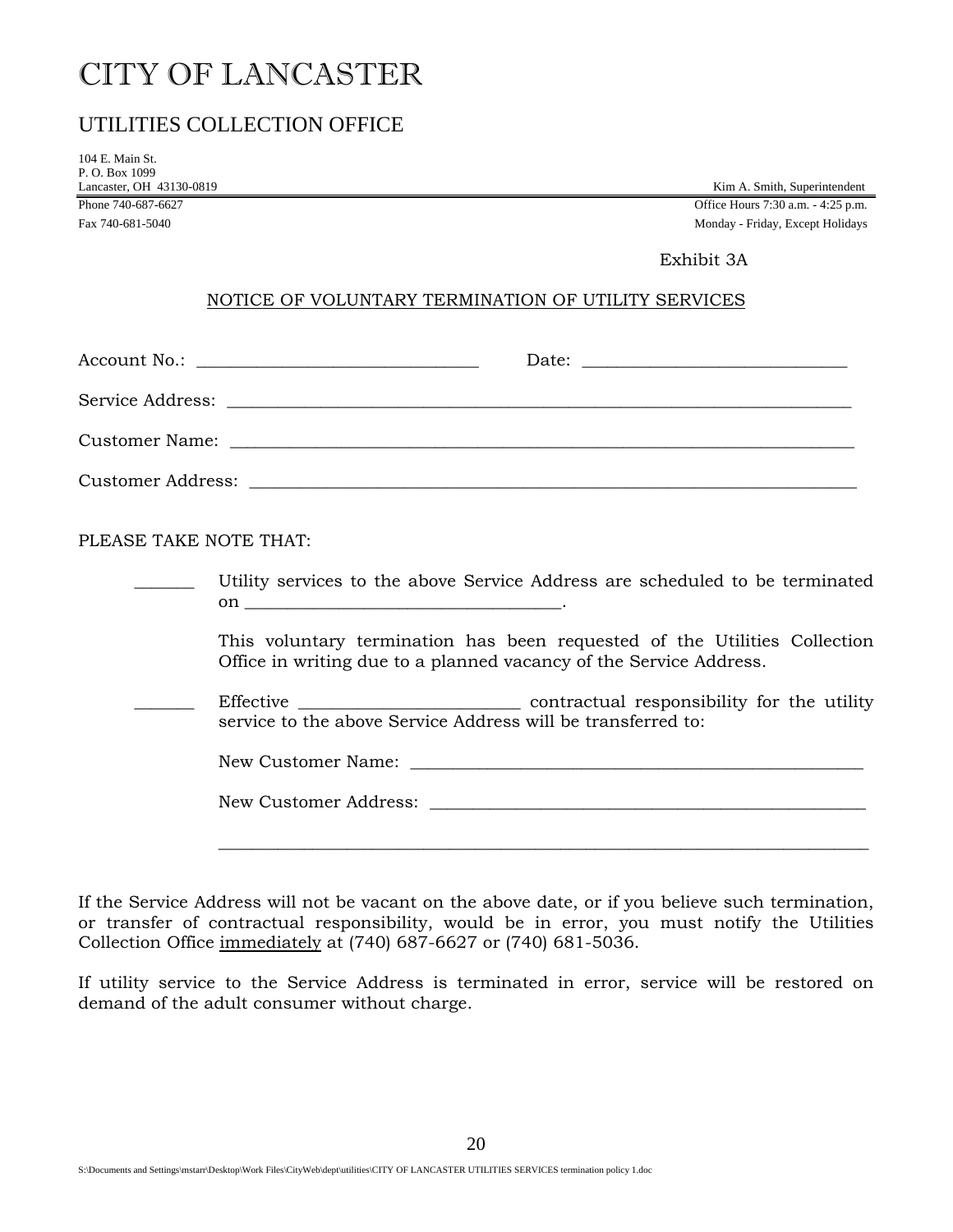# CITY OF LANCASTER

## UTILITIES COLLECTION OFFICE

104 E. Main St.
P. O. Box 1099
Lancaster, OH 43130-0819

Kim A. Smith, Superintendent

Phone 740-687-6627
Fax 740-681-5040

Office Hours 7:30 a.m. - 4:25 p.m.
Monday - Friday, Except Holidays

Exhibit 3A

NOTICE OF VOLUNTARY TERMINATION OF UTILITY SERVICES

Account No.: ________________________________ Date: ______________________________

Service Address: ________________________________________________________________________

Customer Name: ________________________________________________________________________

Customer Address: ______________________________________________________________________

PLEASE TAKE NOTE THAT:

_______ Utility services to the above Service Address are scheduled to be terminated on ___________________________________.

This voluntary termination has been requested of the Utilities Collection Office in writing due to a planned vacancy of the Service Address.

_______ Effective _________________________ contractual responsibility for the utility service to the above Service Address will be transferred to:

New Customer Name: ____________________________________________________

New Customer Address: __________________________________________________

__________________________________________________________________________

If the Service Address will not be vacant on the above date, or if you believe such termination, or transfer of contractual responsibility, would be in error, you must notify the Utilities Collection Office immediately at (740) 687-6627 or (740) 681-5036.

If utility service to the Service Address is terminated in error, service will be restored on demand of the adult consumer without charge.

S:\Documents and Settings\mstarr\Desktop\Work Files\CityWeb\dept\utilities\CITY OF LANCASTER UTILITIES SERVICES termination policy 1.doc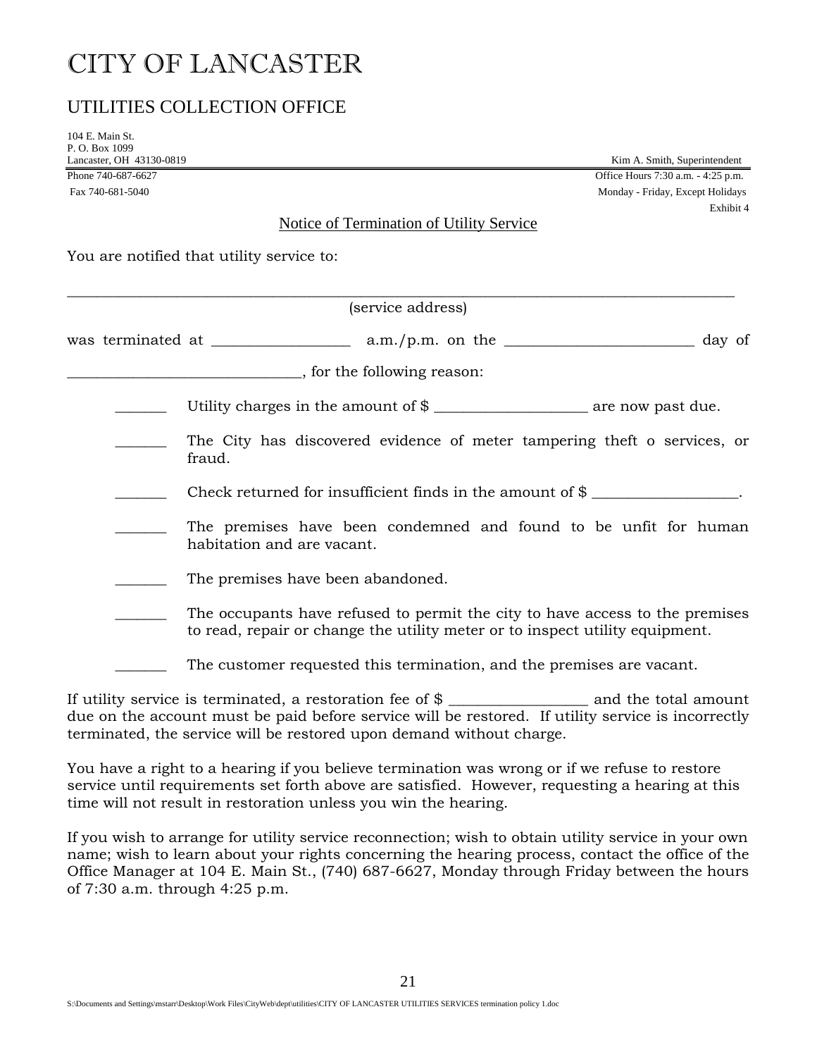# CITY OF LANCASTER

## UTILITIES COLLECTION OFFICE

104 E. Main St.
P. O. Box 1099
Lancaster, OH 43130-0819

Kim A. Smith, Superintendent

Phone 740-687-6627
Fax 740-681-5040

Office Hours 7:30 a.m. - 4:25 p.m.
Monday - Friday, Except Holidays

Exhibit 4

Notice of Termination of Utility Service

You are notified that utility service to:

_____________________________________________________________________________________

(service address)

was terminated at _________________ a.m./p.m. on the ________________________ day of ______________________________, for the following reason:

_______ Utility charges in the amount of $ ____________________ are now past due.

_______ The City has discovered evidence of meter tampering theft o services, or fraud.

_______ Check returned for insufficient finds in the amount of $ ___________________.

_______ The premises have been condemned and found to be unfit for human habitation and are vacant.

_______ The premises have been abandoned.

_______ The occupants have refused to permit the city to have access to the premises to read, repair or change the utility meter or to inspect utility equipment.

_______ The customer requested this termination, and the premises are vacant.

If utility service is terminated, a restoration fee of $ __________________ and the total amount due on the account must be paid before service will be restored. If utility service is incorrectly terminated, the service will be restored upon demand without charge.

You have a right to a hearing if you believe termination was wrong or if we refuse to restore service until requirements set forth above are satisfied. However, requesting a hearing at this time will not result in restoration unless you win the hearing.

If you wish to arrange for utility service reconnection; wish to obtain utility service in your own name; wish to learn about your rights concerning the hearing process, contact the office of the Office Manager at 104 E. Main St., (740) 687-6627, Monday through Friday between the hours of 7:30 a.m. through 4:25 p.m.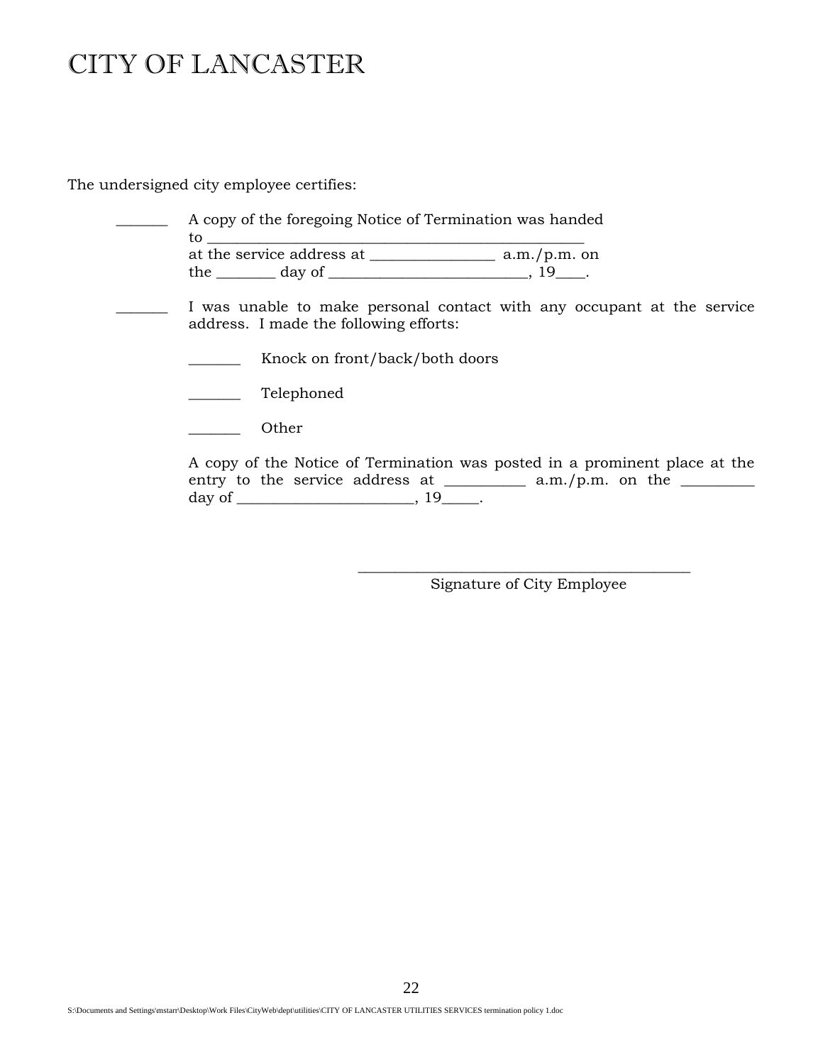# CITY OF LANCASTER

The undersigned city employee certifies:

_______ A copy of the foregoing Notice of Termination was handed to ____________________________________________________ at the service address at _________________ a.m./p.m. on the ________ day of ___________________________, 19____.

_______ I was unable to make personal contact with any occupant at the service address. I made the following efforts:

_______ Knock on front/back/both doors

_______ Telephoned

_______ Other

A copy of the Notice of Termination was posted in a prominent place at the entry to the service address at ___________ a.m./p.m. on the __________ day of ________________________, 19_____.

_______________________________________________
Signature of City Employee

S:\Documents and Settings\mstarr\Desktop\Work Files\CityWeb\dept\utilities\CITY OF LANCASTER UTILITIES SERVICES termination policy 1.doc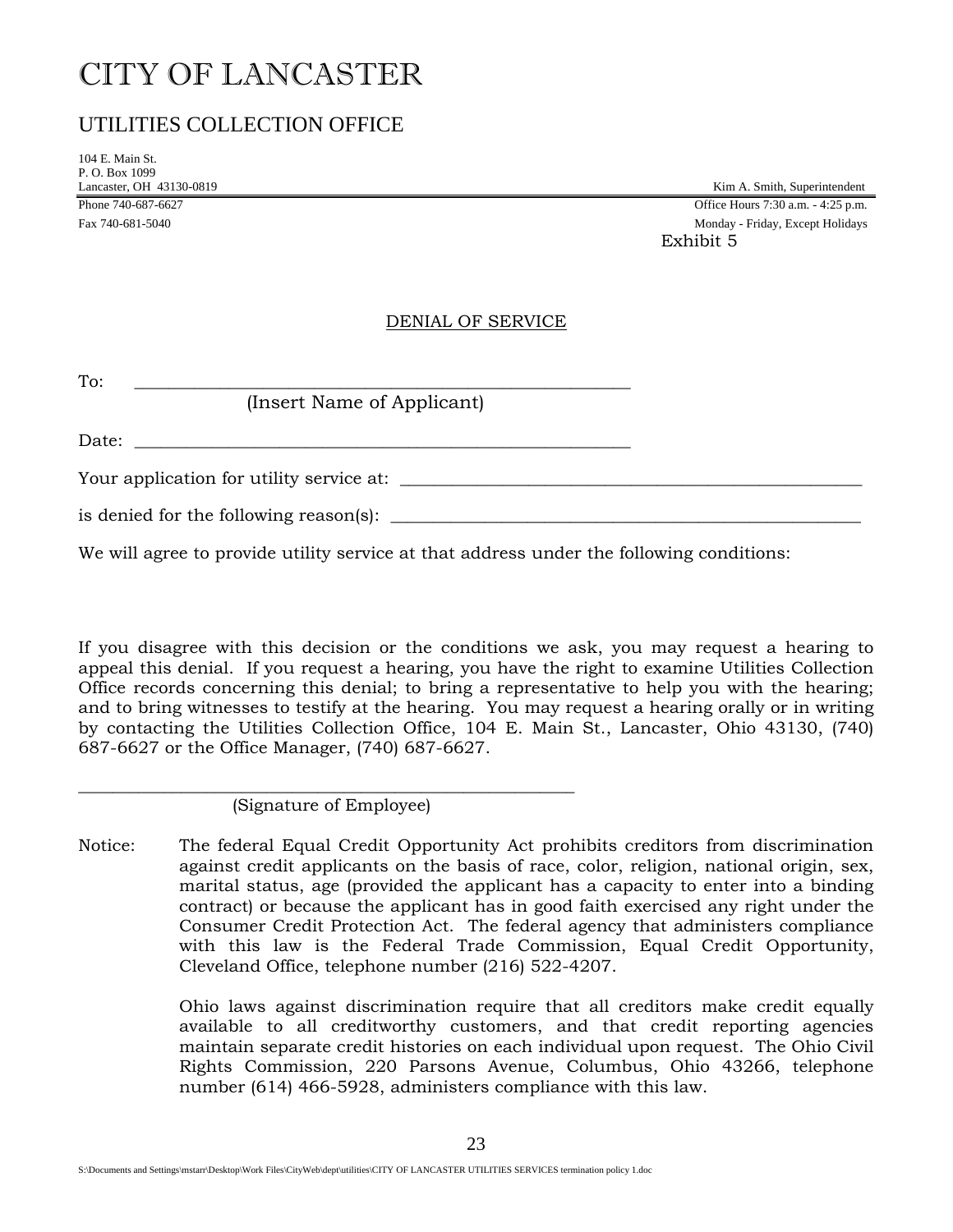# CITY OF LANCASTER

## UTILITIES COLLECTION OFFICE

104 E. Main St.
P. O. Box 1099
Lancaster, OH 43130-0819

Kim A. Smith, Superintendent

Phone 740-687-6627
Fax 740-681-5040

Office Hours 7:30 a.m. - 4:25 p.m.
Monday - Friday, Except Holidays

Exhibit 5

DENIAL OF SERVICE

To: _______________________________________________
(Insert Name of Applicant)

Date: _______________________________________________

Your application for utility service at: _______________________________________________

is denied for the following reason(s): _______________________________________________

We will agree to provide utility service at that address under the following conditions:

If you disagree with this decision or the conditions we ask, you may request a hearing to appeal this denial. If you request a hearing, you have the right to examine Utilities Collection Office records concerning this denial; to bring a representative to help you with the hearing; and to bring witnesses to testify at the hearing. You may request a hearing orally or in writing by contacting the Utilities Collection Office, 104 E. Main St., Lancaster, Ohio 43130, (740) 687-6627 or the Office Manager, (740) 687-6627.

_______________________________________________
(Signature of Employee)

Notice: The federal Equal Credit Opportunity Act prohibits creditors from discrimination against credit applicants on the basis of race, color, religion, national origin, sex, marital status, age (provided the applicant has a capacity to enter into a binding contract) or because the applicant has in good faith exercised any right under the Consumer Credit Protection Act. The federal agency that administers compliance with this law is the Federal Trade Commission, Equal Credit Opportunity, Cleveland Office, telephone number (216) 522-4207.

Ohio laws against discrimination require that all creditors make credit equally available to all creditworthy customers, and that credit reporting agencies maintain separate credit histories on each individual upon request. The Ohio Civil Rights Commission, 220 Parsons Avenue, Columbus, Ohio 43266, telephone number (614) 466-5928, administers compliance with this law.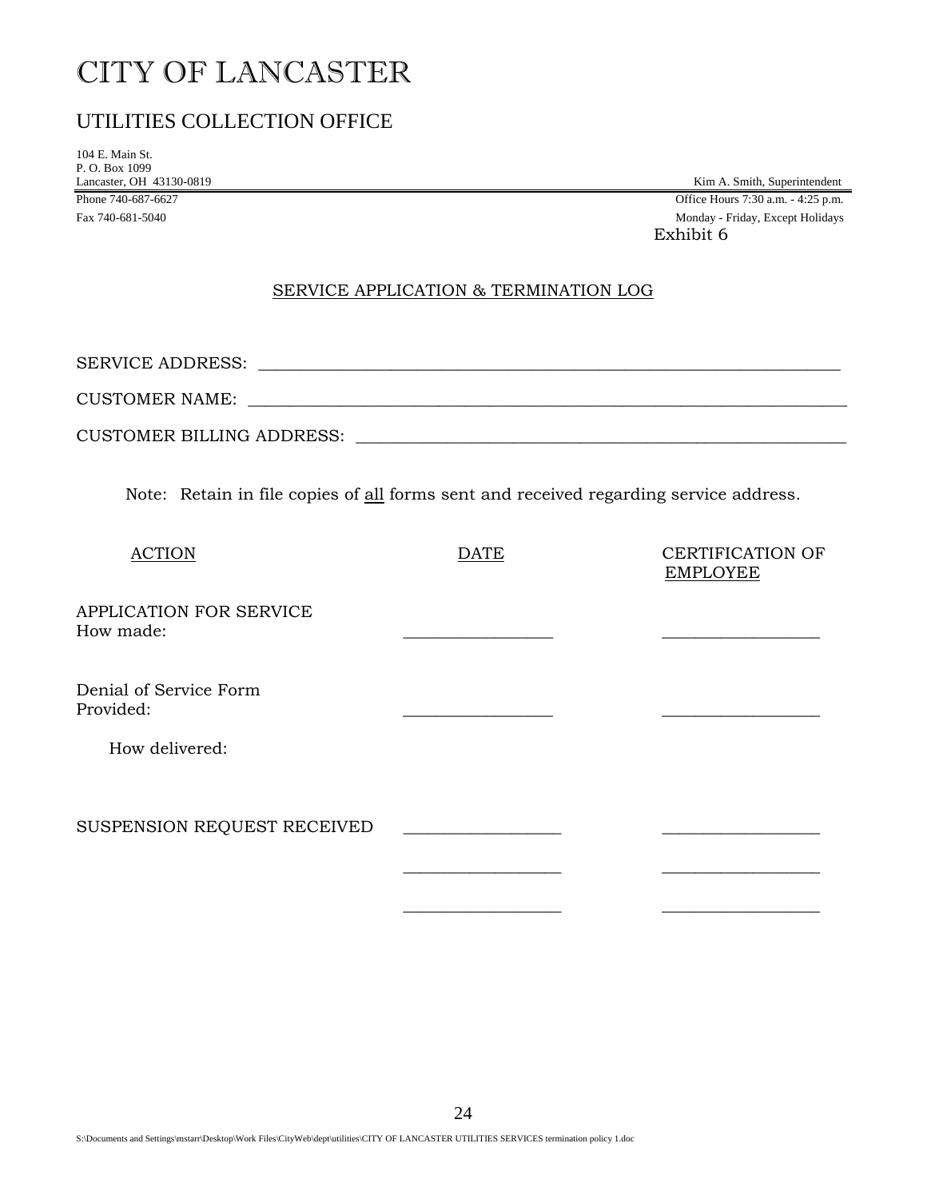# CITY OF LANCASTER

## UTILITIES COLLECTION OFFICE

104 E. Main St.
P. O. Box 1099
Lancaster, OH 43130-0819

Kim A. Smith, Superintendent

Phone 740-687-6627
Fax 740-681-5040

Office Hours 7:30 a.m. - 4:25 p.m.
Monday - Friday, Except Holidays

Exhibit 6

SERVICE APPLICATION & TERMINATION LOG

SERVICE ADDRESS: ______________________________________________________________________

CUSTOMER NAME: ________________________________________________________________________

CUSTOMER BILLING ADDRESS: ______________________________________________________________

Note: Retain in file copies of all forms sent and received regarding service address.

| ACTION | DATE | CERTIFICATION OF EMPLOYEE |
|---|---|---|
| APPLICATION FOR SERVICE<br>How made: | _________________ | __________________ |
| Denial of Service Form<br>Provided: | _________________ | __________________ |
| How delivered: | | |
| SUSPENSION REQUEST RECEIVED | __________________ | __________________ |
| | __________________ | __________________ |
| | __________________ | __________________ |

S:\Documents and Settings\mstarr\Desktop\Work Files\CityWeb\dept\utilities\CITY OF LANCASTER UTILITIES SERVICES termination policy 1.doc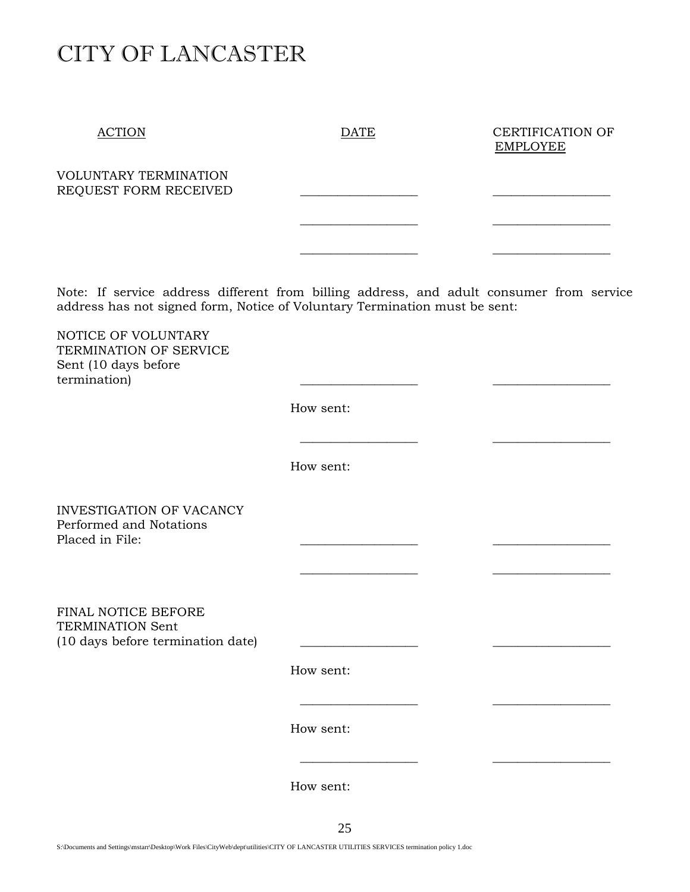# CITY OF LANCASTER

| ACTION | DATE | CERTIFICATION OF EMPLOYEE |
| --- | --- | --- |
| VOLUNTARY TERMINATION REQUEST FORM RECEIVED | __________________ | __________________ |
| | __________________ | __________________ |
| | __________________ | __________________ |

Note: If service address different from billing address, and adult consumer from service address has not signed form, Notice of Voluntary Termination must be sent:

| | | |
| --- | --- | --- |
| NOTICE OF VOLUNTARY TERMINATION OF SERVICE Sent (10 days before termination) | __________________ | __________________ |
| | How sent: | |
| | __________________ | __________________ |
| | How sent: | |
| INVESTIGATION OF VACANCY Performed and Notations Placed in File: | __________________ | __________________ |
| | __________________ | __________________ |
| FINAL NOTICE BEFORE TERMINATION Sent (10 days before termination date) | __________________ | __________________ |
| | How sent: | |
| | __________________ | __________________ |
| | How sent: | |
| | __________________ | __________________ |
| | How sent: | |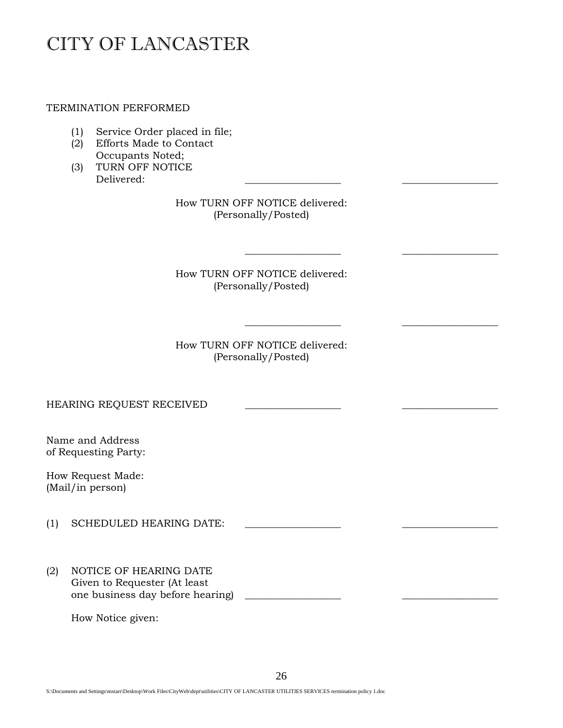# CITY OF LANCASTER

TERMINATION PERFORMED

(1) Service Order placed in file;
(2) Efforts Made to Contact Occupants Noted;
(3) TURN OFF NOTICE Delivered: ___________________ ___________________

How TURN OFF NOTICE delivered:
(Personally/Posted)

___________________ ___________________

How TURN OFF NOTICE delivered:
(Personally/Posted)

___________________ ___________________

How TURN OFF NOTICE delivered:
(Personally/Posted)

HEARING REQUEST RECEIVED ___________________ ___________________

Name and Address
of Requesting Party:

How Request Made:
(Mail/in person)

(1) SCHEDULED HEARING DATE: ___________________ ___________________

(2) NOTICE OF HEARING DATE Given to Requester (At least one business day before hearing) ___________________ ___________________

How Notice given:

S:\Documents and Settings\mstarr\Desktop\Work Files\CityWeb\dept\utilities\CITY OF LANCASTER UTILITIES SERVICES termination policy 1.doc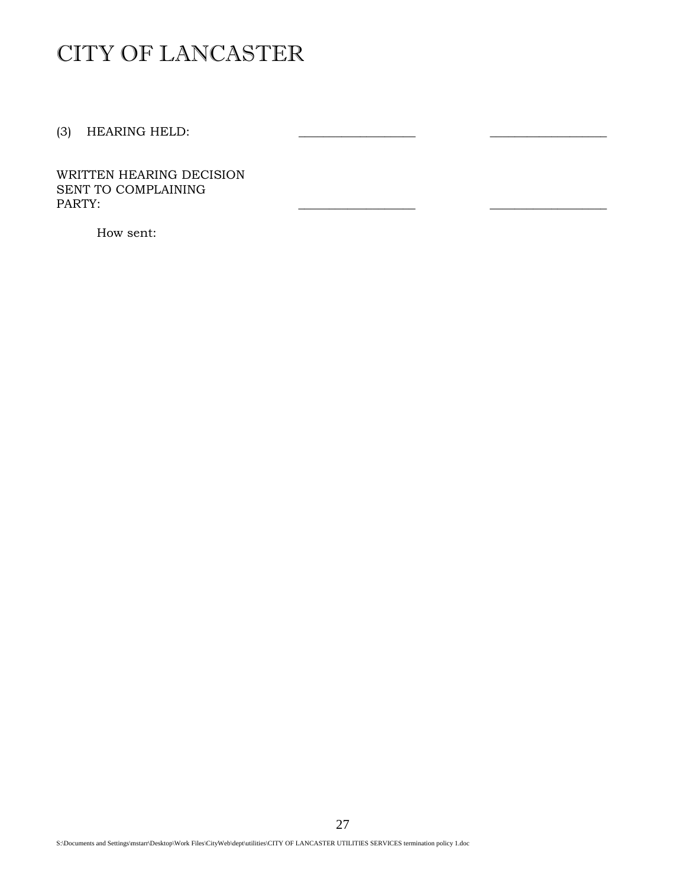# CITY OF LANCASTER

(3) HEARING HELD: \_\_\_\_\_\_\_\_\_\_\_\_\_\_\_\_\_\_ \_\_\_\_\_\_\_\_\_\_\_\_\_\_\_\_\_\_

WRITTEN HEARING DECISION
SENT TO COMPLAINING
PARTY: \_\_\_\_\_\_\_\_\_\_\_\_\_\_\_\_\_\_ \_\_\_\_\_\_\_\_\_\_\_\_\_\_\_\_\_\_

How sent:

S:\Documents and Settings\mstarr\Desktop\Work Files\CityWeb\dept\utilities\CITY OF LANCASTER UTILITIES SERVICES termination policy 1.doc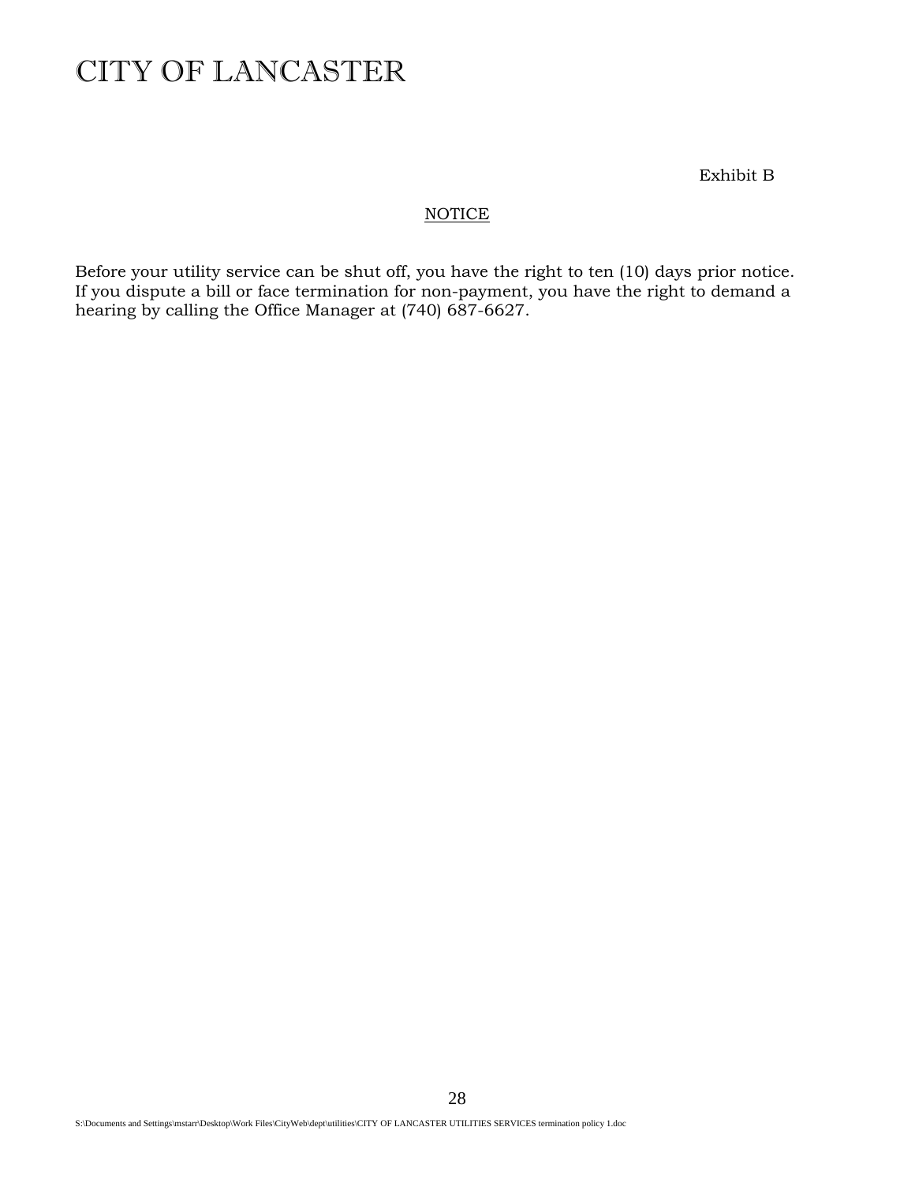# CITY OF LANCASTER

Exhibit B

NOTICE

Before your utility service can be shut off, you have the right to ten (10) days prior notice. If you dispute a bill or face termination for non-payment, you have the right to demand a hearing by calling the Office Manager at (740) 687-6627.